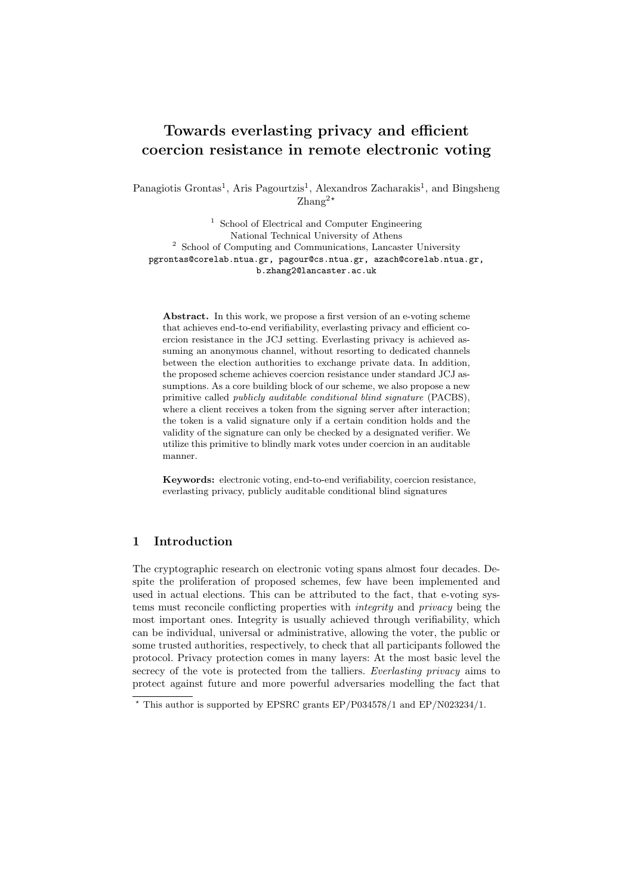# Towards everlasting privacy and efficient coercion resistance in remote electronic voting

Panagiotis Grontas[1], Aris Pagourtzis[1], Alexandros Zacharakis[1], and Bingsheng Zhang[2*]

[1] School of Electrical and Computer Engineering
National Technical University of Athens

[2] School of Computing and Communications, Lancaster University

pgrontas@corelab.ntua.gr, pagour@cs.ntua.gr, azach@corelab.ntua.gr, b.zhang2@lancaster.ac.uk

**Abstract.** In this work, we propose a first version of an e-voting scheme that achieves end-to-end verifiability, everlasting privacy and efficient coercion resistance in the JCJ setting. Everlasting privacy is achieved assuming an anonymous channel, without resorting to dedicated channels between the election authorities to exchange private data. In addition, the proposed scheme achieves coercion resistance under standard JCJ assumptions. As a core building block of our scheme, we also propose a new primitive called *publicly auditable conditional blind signature* (PACBS), where a client receives a token from the signing server after interaction; the token is a valid signature only if a certain condition holds and the validity of the signature can only be checked by a designated verifier. We utilize this primitive to blindly mark votes under coercion in an auditable manner.

**Keywords:** electronic voting, end-to-end verifiability, coercion resistance, everlasting privacy, publicly auditable conditional blind signatures

## 1 Introduction

The cryptographic research on electronic voting spans almost four decades. Despite the proliferation of proposed schemes, few have been implemented and used in actual elections. This can be attributed to the fact, that e-voting systems must reconcile conflicting properties with *integrity* and *privacy* being the most important ones. Integrity is usually achieved through verifiability, which can be individual, universal or administrative, allowing the voter, the public or some trusted authorities, respectively, to check that all participants followed the protocol. Privacy protection comes in many layers: At the most basic level the secrecy of the vote is protected from the talliers. *Everlasting privacy* aims to protect against future and more powerful adversaries modelling the fact that

* This author is supported by EPSRC grants EP/P034578/1 and EP/N023234/1.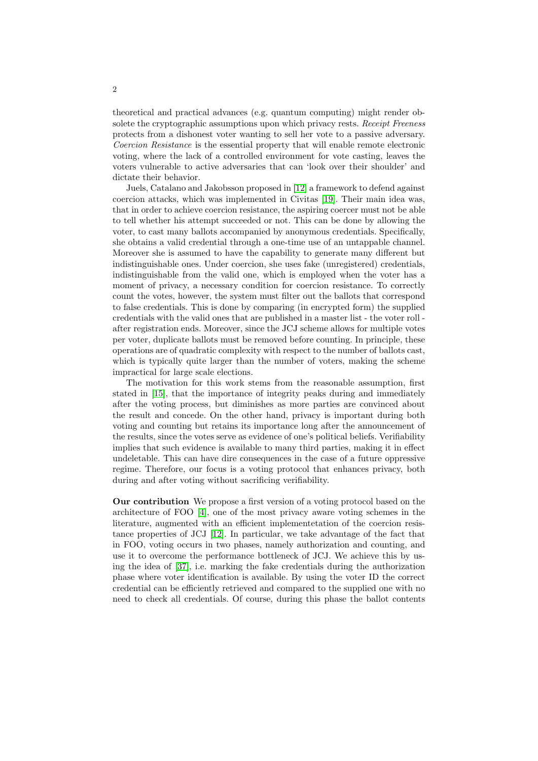theoretical and practical advances (e.g. quantum computing) might render obsolete the cryptographic assumptions upon which privacy rests. *Receipt Freeness* protects from a dishonest voter wanting to sell her vote to a passive adversary. *Coercion Resistance* is the essential property that will enable remote electronic voting, where the lack of a controlled environment for vote casting, leaves the voters vulnerable to active adversaries that can 'look over their shoulder' and dictate their behavior.

Juels, Catalano and Jakobsson proposed in [12] a framework to defend against coercion attacks, which was implemented in Civitas [19]. Their main idea was, that in order to achieve coercion resistance, the aspiring coercer must not be able to tell whether his attempt succeeded or not. This can be done by allowing the voter, to cast many ballots accompanied by anonymous credentials. Specifically, she obtains a valid credential through a one-time use of an untappable channel. Moreover she is assumed to have the capability to generate many different but indistinguishable ones. Under coercion, she uses fake (unregistered) credentials, indistinguishable from the valid one, which is employed when the voter has a moment of privacy, a necessary condition for coercion resistance. To correctly count the votes, however, the system must filter out the ballots that correspond to false credentials. This is done by comparing (in encrypted form) the supplied credentials with the valid ones that are published in a master list - the voter roll - after registration ends. Moreover, since the JCJ scheme allows for multiple votes per voter, duplicate ballots must be removed before counting. In principle, these operations are of quadratic complexity with respect to the number of ballots cast, which is typically quite larger than the number of voters, making the scheme impractical for large scale elections.

The motivation for this work stems from the reasonable assumption, first stated in [15], that the importance of integrity peaks during and immediately after the voting process, but diminishes as more parties are convinced about the result and concede. On the other hand, privacy is important during both voting and counting but retains its importance long after the announcement of the results, since the votes serve as evidence of one's political beliefs. Verifiability implies that such evidence is available to many third parties, making it in effect undeletable. This can have dire consequences in the case of a future oppressive regime. Therefore, our focus is a voting protocol that enhances privacy, both during and after voting without sacrificing verifiability.

**Our contribution** We propose a first version of a voting protocol based on the architecture of FOO [4], one of the most privacy aware voting schemes in the literature, augmented with an efficient implementetation of the coercion resistance properties of JCJ [12]. In particular, we take advantage of the fact that in FOO, voting occurs in two phases, namely authorization and counting, and use it to overcome the performance bottleneck of JCJ. We achieve this by using the idea of [37], i.e. marking the fake credentials during the authorization phase where voter identification is available. By using the voter ID the correct credential can be efficiently retrieved and compared to the supplied one with no need to check all credentials. Of course, during this phase the ballot contents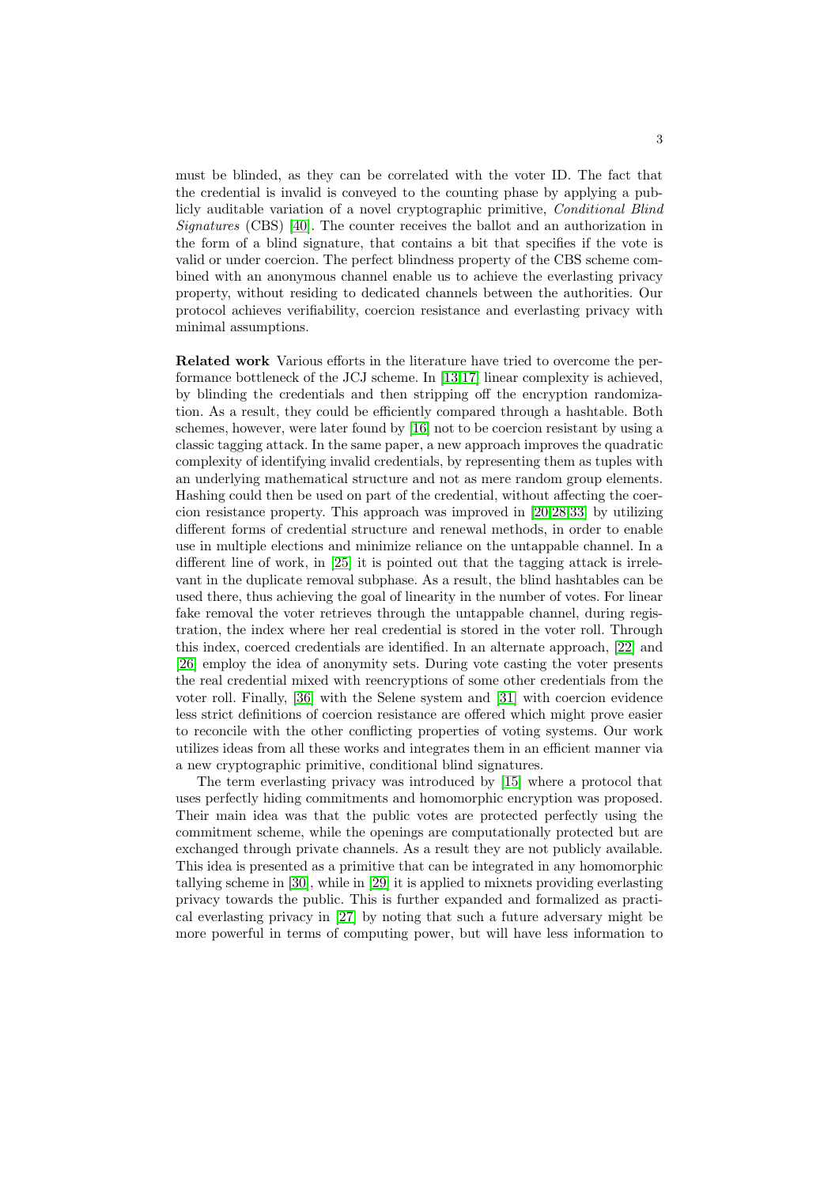must be blinded, as they can be correlated with the voter ID. The fact that the credential is invalid is conveyed to the counting phase by applying a publicly auditable variation of a novel cryptographic primitive, *Conditional Blind Signatures* (CBS) [40]. The counter receives the ballot and an authorization in the form of a blind signature, that contains a bit that specifies if the vote is valid or under coercion. The perfect blindness property of the CBS scheme combined with an anonymous channel enable us to achieve the everlasting privacy property, without residing to dedicated channels between the authorities. Our protocol achieves verifiability, coercion resistance and everlasting privacy with minimal assumptions.

**Related work** Various efforts in the literature have tried to overcome the performance bottleneck of the JCJ scheme. In [13,17] linear complexity is achieved, by blinding the credentials and then stripping off the encryption randomization. As a result, they could be efficiently compared through a hashtable. Both schemes, however, were later found by [16] not to be coercion resistant by using a classic tagging attack. In the same paper, a new approach improves the quadratic complexity of identifying invalid credentials, by representing them as tuples with an underlying mathematical structure and not as mere random group elements. Hashing could then be used on part of the credential, without affecting the coercion resistance property. This approach was improved in [20,28,33] by utilizing different forms of credential structure and renewal methods, in order to enable use in multiple elections and minimize reliance on the untappable channel. In a different line of work, in [25] it is pointed out that the tagging attack is irrelevant in the duplicate removal subphase. As a result, the blind hashtables can be used there, thus achieving the goal of linearity in the number of votes. For linear fake removal the voter retrieves through the untappable channel, during registration, the index where her real credential is stored in the voter roll. Through this index, coerced credentials are identified. In an alternate approach, [22] and [26] employ the idea of anonymity sets. During vote casting the voter presents the real credential mixed with reencryptions of some other credentials from the voter roll. Finally, [36] with the Selene system and [31] with coercion evidence less strict definitions of coercion resistance are offered which might prove easier to reconcile with the other conflicting properties of voting systems. Our work utilizes ideas from all these works and integrates them in an efficient manner via a new cryptographic primitive, conditional blind signatures.

The term everlasting privacy was introduced by [15] where a protocol that uses perfectly hiding commitments and homomorphic encryption was proposed. Their main idea was that the public votes are protected perfectly using the commitment scheme, while the openings are computationally protected but are exchanged through private channels. As a result they are not publicly available. This idea is presented as a primitive that can be integrated in any homomorphic tallying scheme in [30], while in [29] it is applied to mixnets providing everlasting privacy towards the public. This is further expanded and formalized as practical everlasting privacy in [27] by noting that such a future adversary might be more powerful in terms of computing power, but will have less information to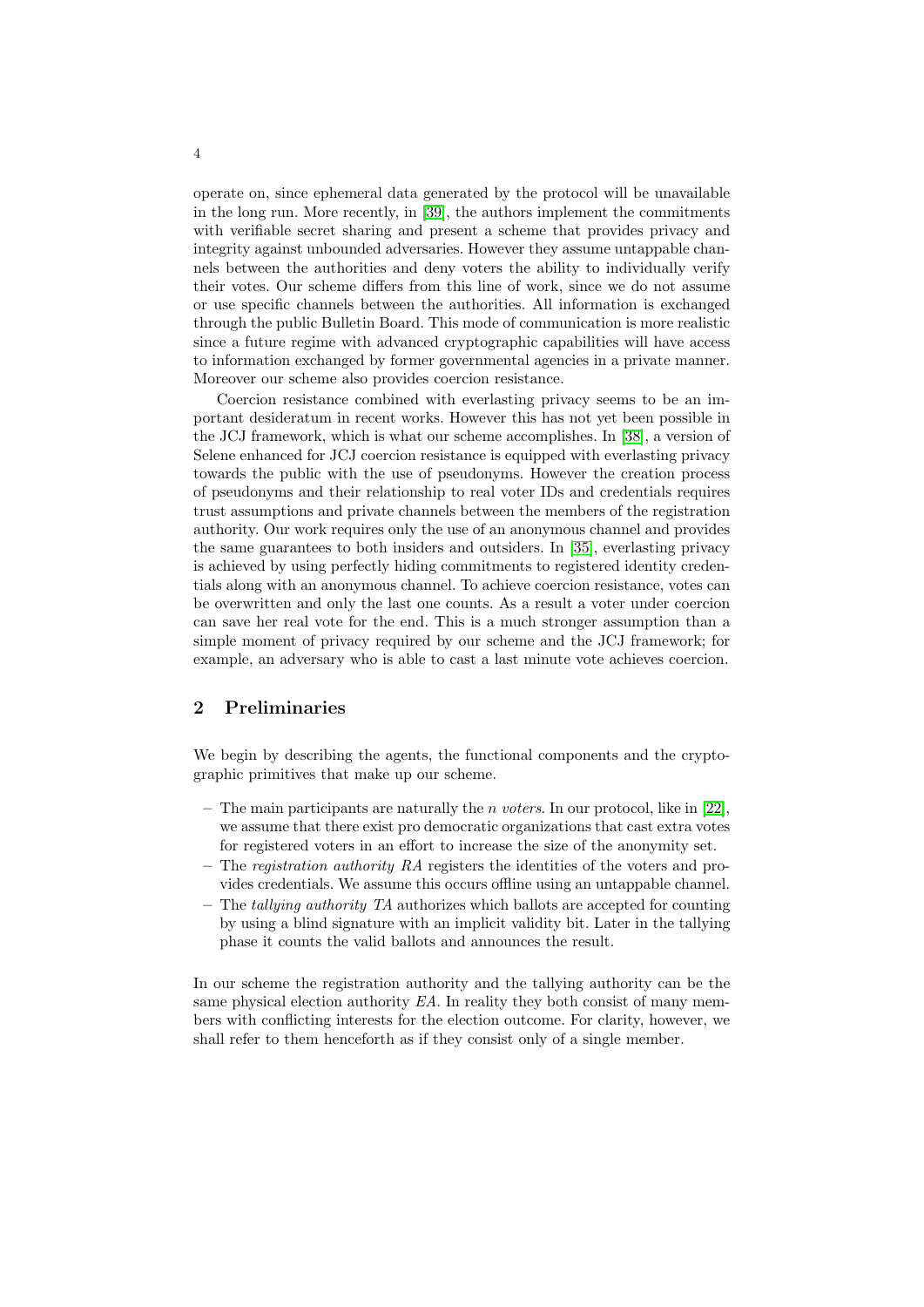operate on, since ephemeral data generated by the protocol will be unavailable in the long run. More recently, in [39], the authors implement the commitments with verifiable secret sharing and present a scheme that provides privacy and integrity against unbounded adversaries. However they assume untappable channels between the authorities and deny voters the ability to individually verify their votes. Our scheme differs from this line of work, since we do not assume or use specific channels between the authorities. All information is exchanged through the public Bulletin Board. This mode of communication is more realistic since a future regime with advanced cryptographic capabilities will have access to information exchanged by former governmental agencies in a private manner. Moreover our scheme also provides coercion resistance.

Coercion resistance combined with everlasting privacy seems to be an important desideratum in recent works. However this has not yet been possible in the JCJ framework, which is what our scheme accomplishes. In [38], a version of Selene enhanced for JCJ coercion resistance is equipped with everlasting privacy towards the public with the use of pseudonyms. However the creation process of pseudonyms and their relationship to real voter IDs and credentials requires trust assumptions and private channels between the members of the registration authority. Our work requires only the use of an anonymous channel and provides the same guarantees to both insiders and outsiders. In [35], everlasting privacy is achieved by using perfectly hiding commitments to registered identity credentials along with an anonymous channel. To achieve coercion resistance, votes can be overwritten and only the last one counts. As a result a voter under coercion can save her real vote for the end. This is a much stronger assumption than a simple moment of privacy required by our scheme and the JCJ framework; for example, an adversary who is able to cast a last minute vote achieves coercion.

## 2 Preliminaries

We begin by describing the agents, the functional components and the cryptographic primitives that make up our scheme.

- The main participants are naturally the *n voters*. In our protocol, like in [22], we assume that there exist pro democratic organizations that cast extra votes for registered voters in an effort to increase the size of the anonymity set.
- The *registration authority RA* registers the identities of the voters and provides credentials. We assume this occurs offline using an untappable channel.
- The *tallying authority TA* authorizes which ballots are accepted for counting by using a blind signature with an implicit validity bit. Later in the tallying phase it counts the valid ballots and announces the result.

In our scheme the registration authority and the tallying authority can be the same physical election authority *EA*. In reality they both consist of many members with conflicting interests for the election outcome. For clarity, however, we shall refer to them henceforth as if they consist only of a single member.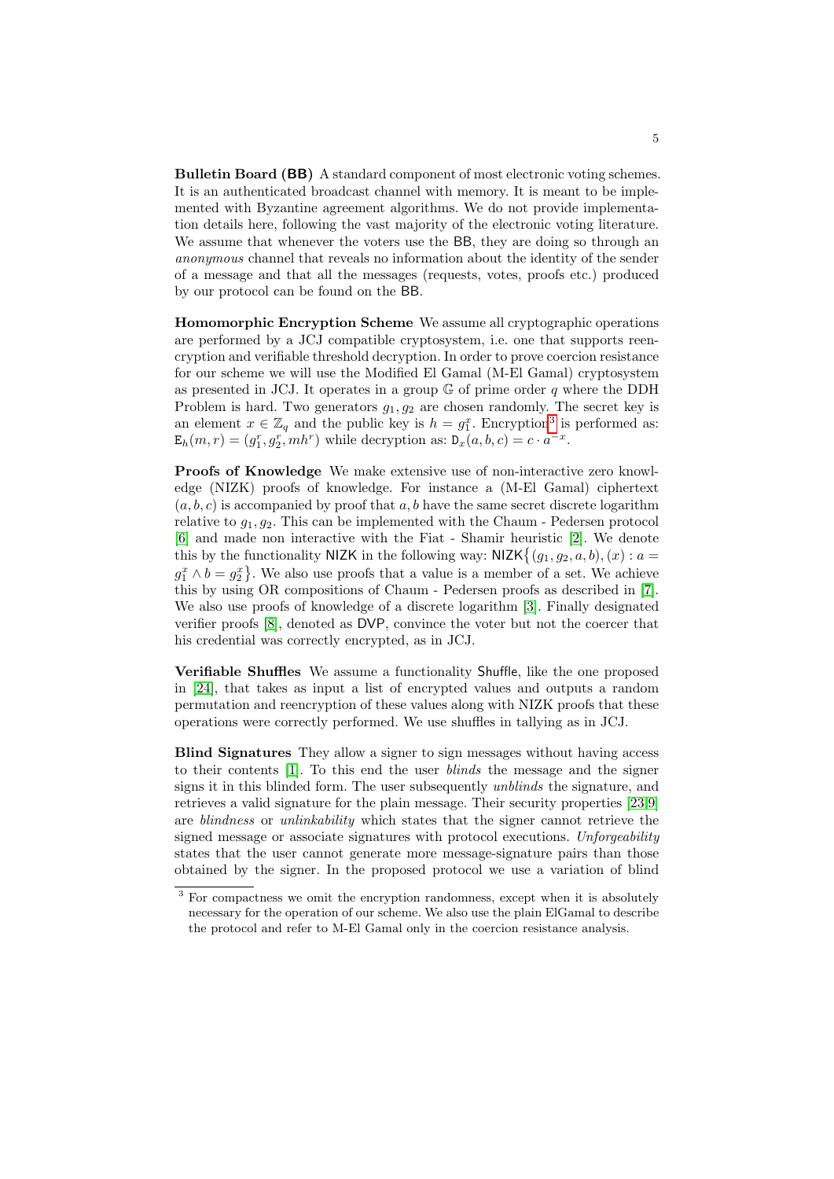**Bulletin Board (BB)** A standard component of most electronic voting schemes. It is an authenticated broadcast channel with memory. It is meant to be implemented with Byzantine agreement algorithms. We do not provide implementation details here, following the vast majority of the electronic voting literature. We assume that whenever the voters use the BB, they are doing so through an *anonymous* channel that reveals no information about the identity of the sender of a message and that all the messages (requests, votes, proofs etc.) produced by our protocol can be found on the BB.

**Homomorphic Encryption Scheme** We assume all cryptographic operations are performed by a JCJ compatible cryptosystem, i.e. one that supports reencryption and verifiable threshold decryption. In order to prove coercion resistance for our scheme we will use the Modified El Gamal (M-El Gamal) cryptosystem as presented in JCJ. It operates in a group $\mathbb{G}$ of prime order $q$ where the DDH Problem is hard. Two generators $g_1, g_2$ are chosen randomly. The secret key is an element $x \in \mathbb{Z}_q$ and the public key is $h = g_1^x$. Encryption[3] is performed as: $\mathsf{E}_h(m, r) = (g_1^r, g_2^r, mh^r)$ while decryption as: $\mathsf{D}_x(a, b, c) = c \cdot a^{-x}$.

**Proofs of Knowledge** We make extensive use of non-interactive zero knowledge (NIZK) proofs of knowledge. For instance a (M-El Gamal) ciphertext $(a, b, c)$ is accompanied by proof that $a, b$ have the same secret discrete logarithm relative to $g_1, g_2$. This can be implemented with the Chaum - Pedersen protocol [6] and made non interactive with the Fiat - Shamir heuristic [2]. We denote this by the functionality NIZK in the following way: $\mathsf{NIZK}\{(g_1, g_2, a, b), (x) : a = g_1^x \wedge b = g_2^x\}$. We also use proofs that a value is a member of a set. We achieve this by using OR compositions of Chaum - Pedersen proofs as described in [7]. We also use proofs of knowledge of a discrete logarithm [3]. Finally designated verifier proofs [8], denoted as DVP, convince the voter but not the coercer that his credential was correctly encrypted, as in JCJ.

**Verifiable Shuffles** We assume a functionality Shuffle, like the one proposed in [24], that takes as input a list of encrypted values and outputs a random permutation and reencryption of these values along with NIZK proofs that these operations were correctly performed. We use shuffles in tallying as in JCJ.

**Blind Signatures** They allow a signer to sign messages without having access to their contents [1]. To this end the user *blinds* the message and the signer signs it in this blinded form. The user subsequently *unblinds* the signature, and retrieves a valid signature for the plain message. Their security properties [23,9] are *blindness* or *unlinkability* which states that the signer cannot retrieve the signed message or associate signatures with protocol executions. *Unforgeability* states that the user cannot generate more message-signature pairs than those obtained by the signer. In the proposed protocol we use a variation of blind

[3] For compactness we omit the encryption randomness, except when it is absolutely necessary for the operation of our scheme. We also use the plain ElGamal to describe the protocol and refer to M-El Gamal only in the coercion resistance analysis.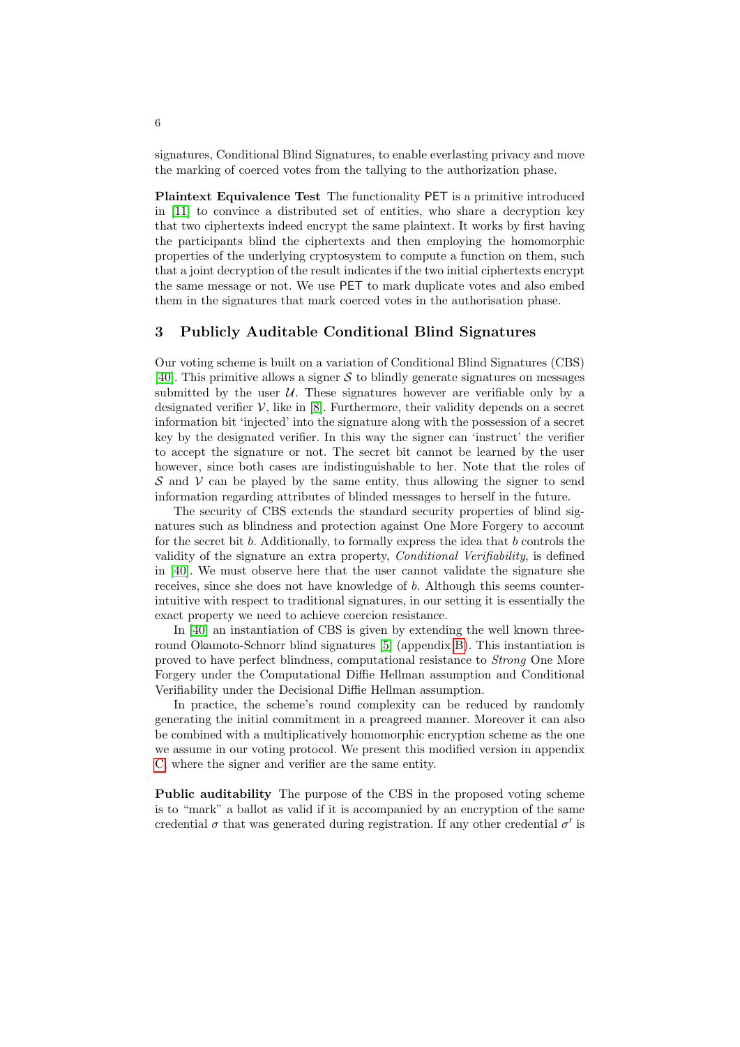signatures, Conditional Blind Signatures, to enable everlasting privacy and move the marking of coerced votes from the tallying to the authorization phase.

**Plaintext Equivalence Test** The functionality PET is a primitive introduced in [11] to convince a distributed set of entities, who share a decryption key that two ciphertexts indeed encrypt the same plaintext. It works by first having the participants blind the ciphertexts and then employing the homomorphic properties of the underlying cryptosystem to compute a function on them, such that a joint decryption of the result indicates if the two initial ciphertexts encrypt the same message or not. We use PET to mark duplicate votes and also embed them in the signatures that mark coerced votes in the authorisation phase.

## 3 Publicly Auditable Conditional Blind Signatures

Our voting scheme is built on a variation of Conditional Blind Signatures (CBS) [40]. This primitive allows a signer $\mathcal{S}$ to blindly generate signatures on messages submitted by the user $\mathcal{U}$. These signatures however are verifiable only by a designated verifier $\mathcal{V}$, like in [8]. Furthermore, their validity depends on a secret information bit 'injected' into the signature along with the possession of a secret key by the designated verifier. In this way the signer can 'instruct' the verifier to accept the signature or not. The secret bit cannot be learned by the user however, since both cases are indistinguishable to her. Note that the roles of $\mathcal{S}$ and $\mathcal{V}$ can be played by the same entity, thus allowing the signer to send information regarding attributes of blinded messages to herself in the future.

The security of CBS extends the standard security properties of blind signatures such as blindness and protection against One More Forgery to account for the secret bit $b$. Additionally, to formally express the idea that $b$ controls the validity of the signature an extra property, *Conditional Verifiability*, is defined in [40]. We must observe here that the user cannot validate the signature she receives, since she does not have knowledge of $b$. Although this seems counter-intuitive with respect to traditional signatures, in our setting it is essentially the exact property we need to achieve coercion resistance.

In [40] an instantiation of CBS is given by extending the well known three-round Okamoto-Schnorr blind signatures [5] (appendix B). This instantiation is proved to have perfect blindness, computational resistance to *Strong* One More Forgery under the Computational Diffie Hellman assumption and Conditional Verifiability under the Decisional Diffie Hellman assumption.

In practice, the scheme's round complexity can be reduced by randomly generating the initial commitment in a preagreed manner. Moreover it can also be combined with a multiplicatively homomorphic encryption scheme as the one we assume in our voting protocol. We present this modified version in appendix C, where the signer and verifier are the same entity.

**Public auditability** The purpose of the CBS in the proposed voting scheme is to "mark" a ballot as valid if it is accompanied by an encryption of the same credential $\sigma$ that was generated during registration. If any other credential $\sigma'$ is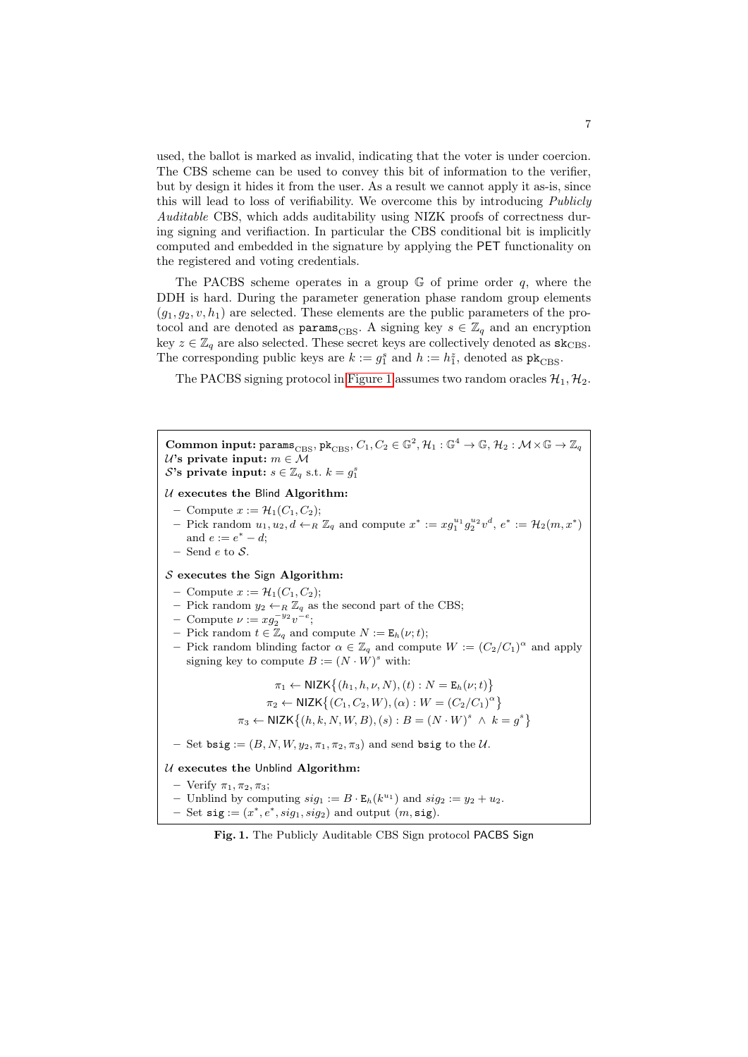used, the ballot is marked as invalid, indicating that the voter is under coercion. The CBS scheme can be used to convey this bit of information to the verifier, but by design it hides it from the user. As a result we cannot apply it as-is, since this will lead to loss of verifiability. We overcome this by introducing *Publicly Auditable* CBS, which adds auditability using NIZK proofs of correctness during signing and verifiaction. In particular the CBS conditional bit is implicitly computed and embedded in the signature by applying the PET functionality on the registered and voting credentials.

The PACBS scheme operates in a group $\mathbb{G}$ of prime order $q$, where the DDH is hard. During the parameter generation phase random group elements $(g_1, g_2, v, h_1)$ are selected. These elements are the public parameters of the protocol and are denoted as $\mathtt{params}_{\text{CBS}}$. A signing key $s \in \mathbb{Z}_q$ and an encryption key $z \in \mathbb{Z}_q$ are also selected. These secret keys are collectively denoted as $\mathtt{sk}_{\text{CBS}}$. The corresponding public keys are $k := g_1^s$ and $h := h_1^z$, denoted as $\mathtt{pk}_{\text{CBS}}$.

The PACBS signing protocol in Figure 1 assumes two random oracles $\mathcal{H}_1, \mathcal{H}_2$.

**Common input:** $\mathtt{params}_{\text{CBS}}, \mathtt{pk}_{\text{CBS}}, C_1, C_2 \in \mathbb{G}^2, \mathcal{H}_1 : \mathbb{G}^4 \to \mathbb{G}, \mathcal{H}_2 : \mathcal{M} \times \mathbb{G} \to \mathbb{Z}_q$
**$\mathcal{U}$'s private input:** $m \in \mathcal{M}$
**$\mathcal{S}$'s private input:** $s \in \mathbb{Z}_q$ s.t. $k = g_1^s$

**$\mathcal{U}$ executes the Blind Algorithm:**

- Compute $x := \mathcal{H}_1(C_1, C_2)$;
- Pick random $u_1, u_2, d \leftarrow_R \mathbb{Z}_q$ and compute $x^* := x g_1^{u_1} g_2^{u_2} v^d$, $e^* := \mathcal{H}_2(m, x^*)$ and $e := e^* - d$;
- Send $e$ to $\mathcal{S}$.

**$\mathcal{S}$ executes the Sign Algorithm:**

- Compute $x := \mathcal{H}_1(C_1, C_2)$;
- Pick random $y_2 \leftarrow_R \mathbb{Z}_q$ as the second part of the CBS;
- Compute $\nu := x g_2^{-y_2} v^{-e}$;
- Pick random $t \in \mathbb{Z}_q$ and compute $N := \mathtt{E}_h(\nu; t)$;
- Pick random blinding factor $\alpha \in \mathbb{Z}_q$ and compute $W := (C_2/C_1)^\alpha$ and apply signing key to compute $B := (N \cdot W)^s$ with:

$$\pi_1 \leftarrow \mathsf{NIZK}\big\{(h_1, h, \nu, N), (t) : N = \mathtt{E}_h(\nu; t)\big\}$$
$$\pi_2 \leftarrow \mathsf{NIZK}\big\{(C_1, C_2, W), (\alpha) : W = (C_2/C_1)^\alpha\big\}$$
$$\pi_3 \leftarrow \mathsf{NIZK}\big\{(h, k, N, W, B), (s) : B = (N \cdot W)^s \ \wedge \ k = g^s\big\}$$

- Set $\mathtt{bsig} := (B, N, W, y_2, \pi_1, \pi_2, \pi_3)$ and send $\mathtt{bsig}$ to the $\mathcal{U}$.

**$\mathcal{U}$ executes the Unblind Algorithm:**

- Verify $\pi_1, \pi_2, \pi_3$;
- Unblind by computing $sig_1 := B \cdot \mathtt{E}_h(k^{u_1})$ and $sig_2 := y_2 + u_2$.
- Set $\mathtt{sig} := (x^*, e^*, sig_1, sig_2)$ and output $(m, \mathtt{sig})$.

**Fig. 1.** The Publicly Auditable CBS Sign protocol PACBS Sign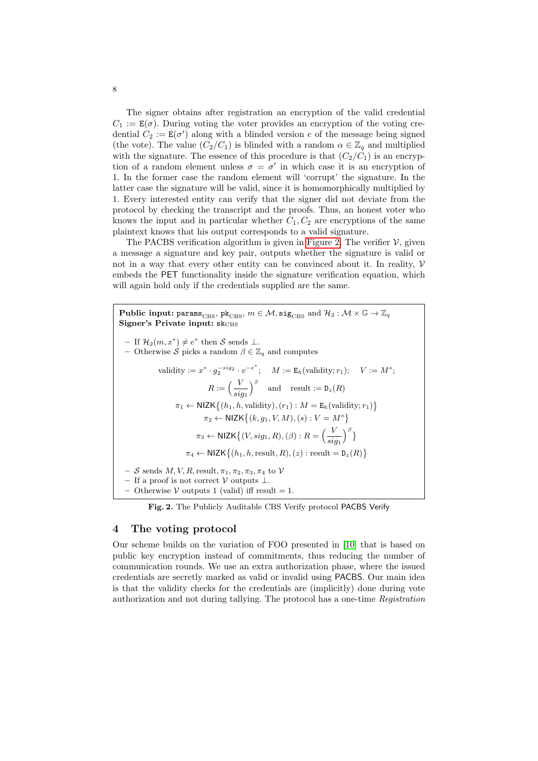The signer obtains after registration an encryption of the valid credential $C_1 := \mathtt{E}(\sigma)$. During voting the voter provides an encryption of the voting credential $C_2 := \mathtt{E}(\sigma')$ along with a blinded version $e$ of the message being signed (the vote). The value $(C_2/C_1)$ is blinded with a random $\alpha \in \mathbb{Z}_q$ and multiplied with the signature. The essence of this procedure is that $(C_2/C_1)$ is an encryption of a random element unless $\sigma = \sigma'$ in which case it is an encryption of 1. In the former case the random element will 'corrupt' the signature. In the latter case the signature will be valid, since it is homomorphically multiplied by 1. Every interested entity can verify that the signer did not deviate from the protocol by checking the transcript and the proofs. Thus, an honest voter who knows the input and in particular whether $C_1, C_2$ are encryptions of the same plaintext knows that his output corresponds to a valid signature.

The PACBS verification algorithm is given in Figure 2. The verifier $\mathcal{V}$, given a message a signature and key pair, outputs whether the signature is valid or not in a way that every other entity can be convinced about it. In reality, $\mathcal{V}$ embeds the PET functionality inside the signature verification equation, which will again hold only if the credentials supplied are the same.

**Public input:** $\mathtt{params}_{\mathrm{CBS}}$, $\mathtt{pk}_{\mathrm{CBS}}$, $m \in \mathcal{M}$, $\mathtt{sig}_{\mathrm{CBS}}$ and $\mathcal{H}_2 : \mathcal{M} \times \mathbb{G} \to \mathbb{Z}_q$
**Signer's Private input:** $\mathtt{sk}_{\mathrm{CBS}}$

- If $\mathcal{H}_2(m, x^*) \neq e^*$ then $\mathcal{S}$ sends $\perp$.
- Otherwise $\mathcal{S}$ picks a random $\beta \in \mathbb{Z}_q$ and computes

$$\text{validity} := x^* \cdot g_2^{-sig_2} \cdot v^{-e^*}; \quad M := \mathtt{E}_h(\text{validity}; r_1); \quad V := M^s;$$

$$R := \Big(\frac{V}{sig_1}\Big)^{\beta} \quad \text{and} \quad \text{result} := \mathtt{D}_z(R)$$

$$\pi_1 \leftarrow \mathsf{NIZK}\big\{(h_1, h, \text{validity}), (r_1) : M = \mathtt{E}_h(\text{validity}; r_1)\big\}$$

$$\pi_2 \leftarrow \mathsf{NIZK}\big\{(k, g_1, V, M), (s) : V = M^s\big\}$$

$$\pi_3 \leftarrow \mathsf{NIZK}\big\{(V, sig_1, R), (\beta) : R = \Big(\frac{V}{sig_1}\Big)^{\beta}\big\}$$

$$\pi_4 \leftarrow \mathsf{NIZK}\big\{(h_1, h, \text{result}, R), (z) : \text{result} = \mathtt{D}_z(R)\big\}$$

- $\mathcal{S}$ sends $M, V, R, \text{result}, \pi_1, \pi_2, \pi_3, \pi_4$ to $\mathcal{V}$
- If a proof is not correct $\mathcal{V}$ outputs $\perp$.
- Otherwise $\mathcal{V}$ outputs 1 (valid) iff result $= 1$.

**Fig. 2.** The Publicly Auditable CBS Verify protocol PACBS Verify

## 4 The voting protocol

Our scheme builds on the variation of FOO presented in [10] that is based on public key encryption instead of commitments, thus reducing the number of communication rounds. We use an extra authorization phase, where the issued credentials are secretly marked as valid or invalid using PACBS. Our main idea is that the validity checks for the credentials are (implicitly) done during vote authorization and not during tallying. The protocol has a one-time *Registration*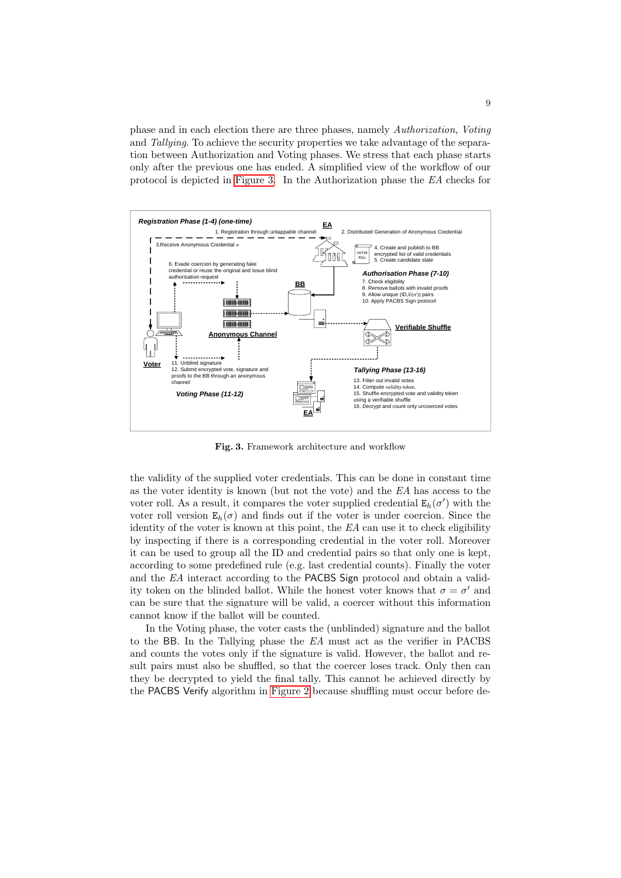phase and in each election there are three phases, namely *Authorization*, *Voting* and *Tallying*. To achieve the security properties we take advantage of the separation between Authorization and Voting phases. We stress that each phase starts only after the previous one has ended. A simplified view of the workflow of our protocol is depicted in Figure 3. In the Authorization phase the *EA* checks for

**Fig. 3.** Framework architecture and workflow

the validity of the supplied voter credentials. This can be done in constant time as the voter identity is known (but not the vote) and the *EA* has access to the voter roll. As a result, it compares the voter supplied credential $\mathtt{E}_h(\sigma')$ with the voter roll version $\mathtt{E}_h(\sigma)$ and finds out if the voter is under coercion. Since the identity of the voter is known at this point, the *EA* can use it to check eligibility by inspecting if there is a corresponding credential in the voter roll. Moreover it can be used to group all the ID and credential pairs so that only one is kept, according to some predefined rule (e.g. last credential counts). Finally the voter and the *EA* interact according to the PACBS Sign protocol and obtain a validity token on the blinded ballot. While the honest voter knows that $\sigma = \sigma'$ and can be sure that the signature will be valid, a coercer without this information cannot know if the ballot will be counted.

In the Voting phase, the voter casts the (unblinded) signature and the ballot to the BB. In the Tallying phase the *EA* must act as the verifier in PACBS and counts the votes only if the signature is valid. However, the ballot and result pairs must also be shuffled, so that the coercer loses track. Only then can they be decrypted to yield the final tally. This cannot be achieved directly by the PACBS Verify algorithm in Figure 2 because shuffling must occur before de-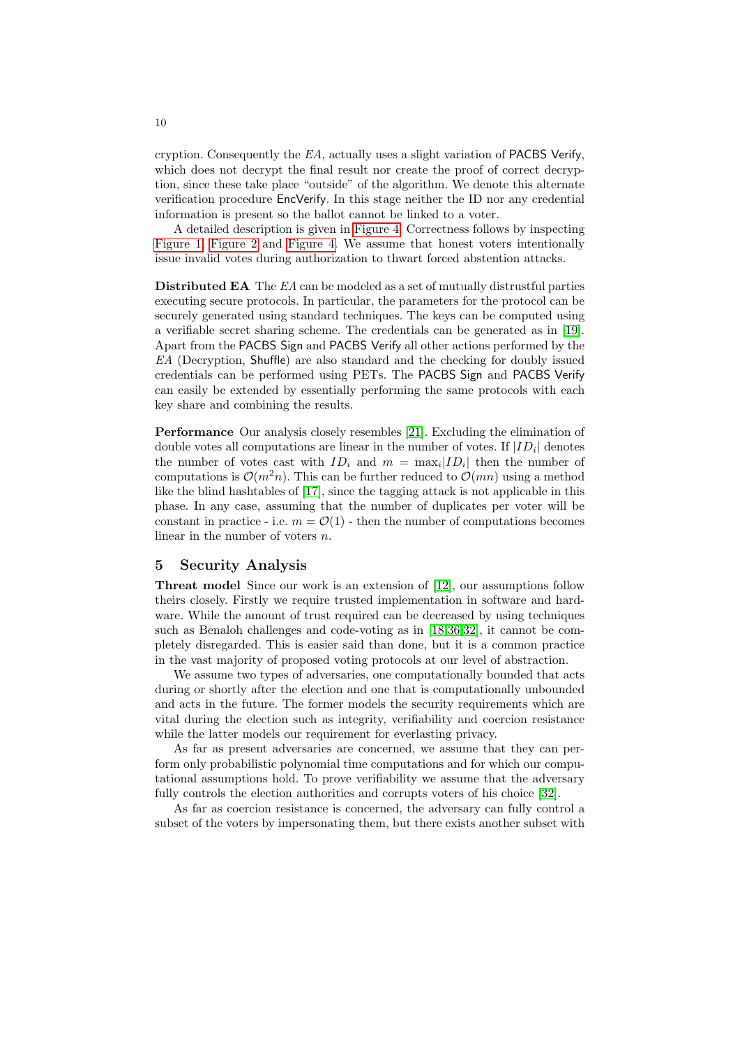cryption. Consequently the $EA$, actually uses a slight variation of PACBS Verify, which does not decrypt the final result nor create the proof of correct decryption, since these take place "outside" of the algorithm. We denote this alternate verification procedure EncVerify. In this stage neither the ID nor any credential information is present so the ballot cannot be linked to a voter.

A detailed description is given in Figure 4. Correctness follows by inspecting Figure 1, Figure 2 and Figure 4. We assume that honest voters intentionally issue invalid votes during authorization to thwart forced abstention attacks.

**Distributed EA** The $EA$ can be modeled as a set of mutually distrustful parties executing secure protocols. In particular, the parameters for the protocol can be securely generated using standard techniques. The keys can be computed using a verifiable secret sharing scheme. The credentials can be generated as in [19]. Apart from the PACBS Sign and PACBS Verify all other actions performed by the $EA$ (Decryption, Shuffle) are also standard and the checking for doubly issued credentials can be performed using PETs. The PACBS Sign and PACBS Verify can easily be extended by essentially performing the same protocols with each key share and combining the results.

**Performance** Our analysis closely resembles [21]. Excluding the elimination of double votes all computations are linear in the number of votes. If $|ID_i|$ denotes the number of votes cast with $ID_i$ and $m = \max_i |ID_i|$ then the number of computations is $\mathcal{O}(m^2 n)$. This can be further reduced to $\mathcal{O}(mn)$ using a method like the blind hashtables of [17], since the tagging attack is not applicable in this phase. In any case, assuming that the number of duplicates per voter will be constant in practice - i.e. $m = \mathcal{O}(1)$ - then the number of computations becomes linear in the number of voters $n$.

## 5 Security Analysis

**Threat model** Since our work is an extension of [12], our assumptions follow theirs closely. Firstly we require trusted implementation in software and hardware. While the amount of trust required can be decreased by using techniques such as Benaloh challenges and code-voting as in [18,36,32], it cannot be completely disregarded. This is easier said than done, but it is a common practice in the vast majority of proposed voting protocols at our level of abstraction.

We assume two types of adversaries, one computationally bounded that acts during or shortly after the election and one that is computationally unbounded and acts in the future. The former models the security requirements which are vital during the election such as integrity, verifiability and coercion resistance while the latter models our requirement for everlasting privacy.

As far as present adversaries are concerned, we assume that they can perform only probabilistic polynomial time computations and for which our computational assumptions hold. To prove verifiability we assume that the adversary fully controls the election authorities and corrupts voters of his choice [32].

As far as coercion resistance is concerned, the adversary can fully control a subset of the voters by impersonating them, but there exists another subset with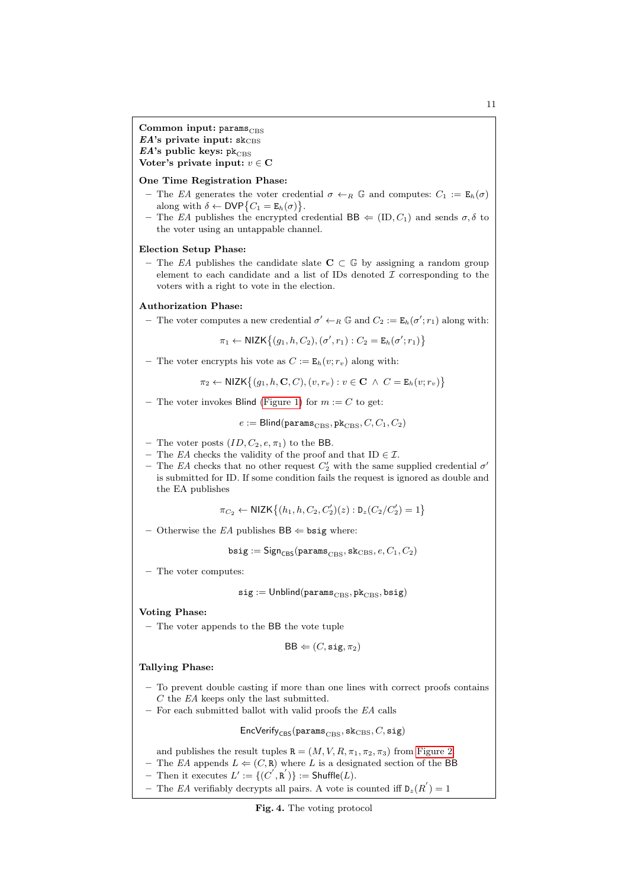**Common input:** $\texttt{params}_{\text{CBS}}$
***EA*'s private input:** $\texttt{sk}_{\text{CBS}}$
***EA*'s public keys:** $\texttt{pk}_{\text{CBS}}$
**Voter's private input:** $v \in \mathbf{C}$

**One Time Registration Phase:**

- The *EA* generates the voter credential $\sigma \leftarrow_R \mathbb{G}$ and computes: $C_1 := \mathtt{E}_h(\sigma)$ along with $\delta \leftarrow \mathsf{DVP}\{C_1 = \mathtt{E}_h(\sigma)\}$.
- The *EA* publishes the encrypted credential $\mathsf{BB} \Leftarrow (\text{ID}, C_1)$ and sends $\sigma, \delta$ to the voter using an untappable channel.

**Election Setup Phase:**

- The *EA* publishes the candidate slate $\mathbf{C} \subset \mathbb{G}$ by assigning a random group element to each candidate and a list of IDs denoted $\mathcal{I}$ corresponding to the voters with a right to vote in the election.

**Authorization Phase:**

- The voter computes a new credential $\sigma' \leftarrow_R \mathbb{G}$ and $C_2 := \mathtt{E}_h(\sigma'; r_1)$ along with:

$$\pi_1 \leftarrow \mathsf{NIZK}\big\{(g_1, h, C_2), (\sigma', r_1) : C_2 = \mathtt{E}_h(\sigma'; r_1)\big\}$$

- The voter encrypts his vote as $C := \mathtt{E}_h(v; r_v)$ along with:

$$\pi_2 \leftarrow \mathsf{NIZK}\big\{(g_1, h, \mathbf{C}, C), (v, r_v) : v \in \mathbf{C} \ \wedge \ C = \mathtt{E}_h(v; r_v)\big\}$$

- The voter invokes $\mathsf{Blind}$ (Figure 1) for $m := C$ to get:

$$e := \mathsf{Blind}(\texttt{params}_{\text{CBS}}, \texttt{pk}_{\text{CBS}}, C, C_1, C_2)$$

- The voter posts $(ID, C_2, e, \pi_1)$ to the $\mathsf{BB}$.
- The *EA* checks the validity of the proof and that $\text{ID} \in \mathcal{I}$.
- The *EA* checks that no other request $C_2'$ with the same supplied credential $\sigma'$ is submitted for ID. If some condition fails the request is ignored as double and the EA publishes

$$\pi_{C_2} \leftarrow \mathsf{NIZK}\big\{(h_1, h, C_2, C_2')(z) : \mathtt{D}_z(C_2/C_2') = 1\big\}$$

- Otherwise the *EA* publishes $\mathsf{BB} \Leftarrow \texttt{bsig}$ where:

$$\texttt{bsig} := \mathsf{Sign}_{\mathsf{CBS}}(\texttt{params}_{\text{CBS}}, \texttt{sk}_{\text{CBS}}, e, C_1, C_2)$$

- The voter computes:

$$\texttt{sig} := \mathsf{Unblind}(\texttt{params}_{\text{CBS}}, \texttt{pk}_{\text{CBS}}, \texttt{bsig})$$

**Voting Phase:**

- The voter appends to the $\mathsf{BB}$ the vote tuple

$$\mathsf{BB} \Leftarrow (C, \texttt{sig}, \pi_2)$$

**Tallying Phase:**

- To prevent double casting if more than one lines with correct proofs contains $C$ the *EA* keeps only the last submitted.
- For each submitted ballot with valid proofs the *EA* calls

$$\mathsf{EncVerify}_{\mathsf{CBS}}(\texttt{params}_{\text{CBS}}, \texttt{sk}_{\text{CBS}}, C, \texttt{sig})$$

and publishes the result tuples $\mathtt{R} = (M, V, R, \pi_1, \pi_2, \pi_3)$ from Figure 2.
- The *EA* appends $L \Leftarrow (C, \mathtt{R})$ where $L$ is a designated section of the $\mathsf{BB}$
- Then it executes $L' := \{(C', \mathtt{R}')\} := \mathsf{Shuffle}(L)$.
- The *EA* verifiably decrypts all pairs. A vote is counted iff $\mathtt{D}_z(R') = 1$

**Fig. 4.** The voting protocol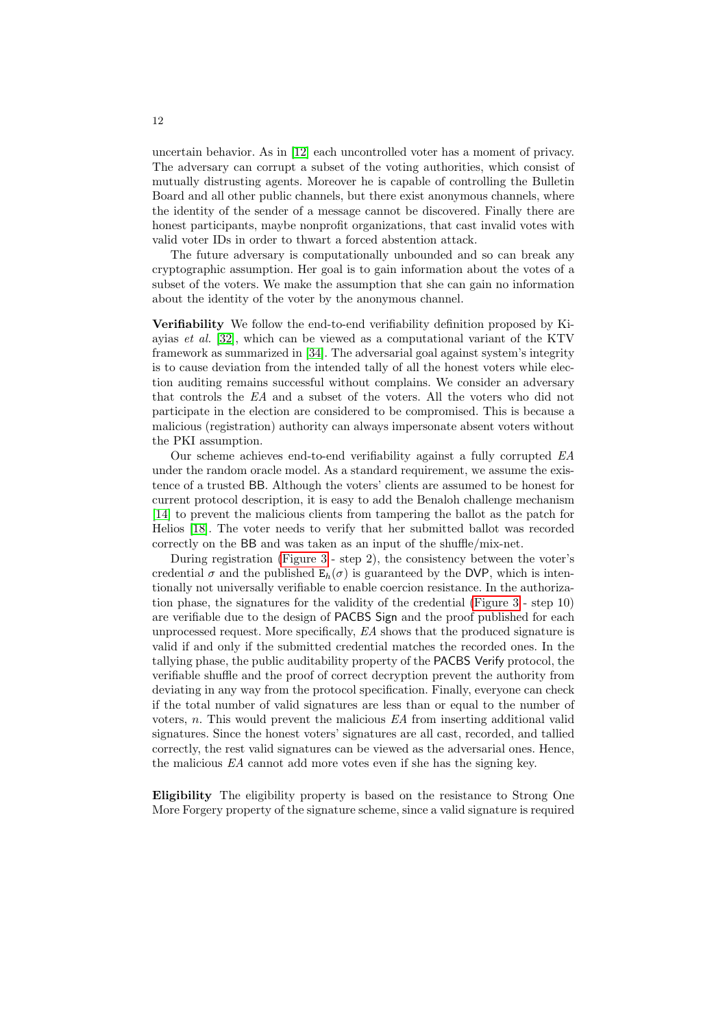uncertain behavior. As in [12] each uncontrolled voter has a moment of privacy. The adversary can corrupt a subset of the voting authorities, which consist of mutually distrusting agents. Moreover he is capable of controlling the Bulletin Board and all other public channels, but there exist anonymous channels, where the identity of the sender of a message cannot be discovered. Finally there are honest participants, maybe nonprofit organizations, that cast invalid votes with valid voter IDs in order to thwart a forced abstention attack.

The future adversary is computationally unbounded and so can break any cryptographic assumption. Her goal is to gain information about the votes of a subset of the voters. We make the assumption that she can gain no information about the identity of the voter by the anonymous channel.

**Verifiability** We follow the end-to-end verifiability definition proposed by Kiayias *et al.* [32], which can be viewed as a computational variant of the KTV framework as summarized in [34]. The adversarial goal against system's integrity is to cause deviation from the intended tally of all the honest voters while election auditing remains successful without complains. We consider an adversary that controls the *EA* and a subset of the voters. All the voters who did not participate in the election are considered to be compromised. This is because a malicious (registration) authority can always impersonate absent voters without the PKI assumption.

Our scheme achieves end-to-end verifiability against a fully corrupted *EA* under the random oracle model. As a standard requirement, we assume the existence of a trusted BB. Although the voters' clients are assumed to be honest for current protocol description, it is easy to add the Benaloh challenge mechanism [14] to prevent the malicious clients from tampering the ballot as the patch for Helios [18]. The voter needs to verify that her submitted ballot was recorded correctly on the BB and was taken as an input of the shuffle/mix-net.

During registration (Figure 3 - step 2), the consistency between the voter's credential $\sigma$ and the published $\mathsf{E}_h(\sigma)$ is guaranteed by the DVP, which is intentionally not universally verifiable to enable coercion resistance. In the authorization phase, the signatures for the validity of the credential (Figure 3 - step 10) are verifiable due to the design of PACBS Sign and the proof published for each unprocessed request. More specifically, *EA* shows that the produced signature is valid if and only if the submitted credential matches the recorded ones. In the tallying phase, the public auditability property of the PACBS Verify protocol, the verifiable shuffle and the proof of correct decryption prevent the authority from deviating in any way from the protocol specification. Finally, everyone can check if the total number of valid signatures are less than or equal to the number of voters, $n$. This would prevent the malicious *EA* from inserting additional valid signatures. Since the honest voters' signatures are all cast, recorded, and tallied correctly, the rest valid signatures can be viewed as the adversarial ones. Hence, the malicious *EA* cannot add more votes even if she has the signing key.

**Eligibility** The eligibility property is based on the resistance to Strong One More Forgery property of the signature scheme, since a valid signature is required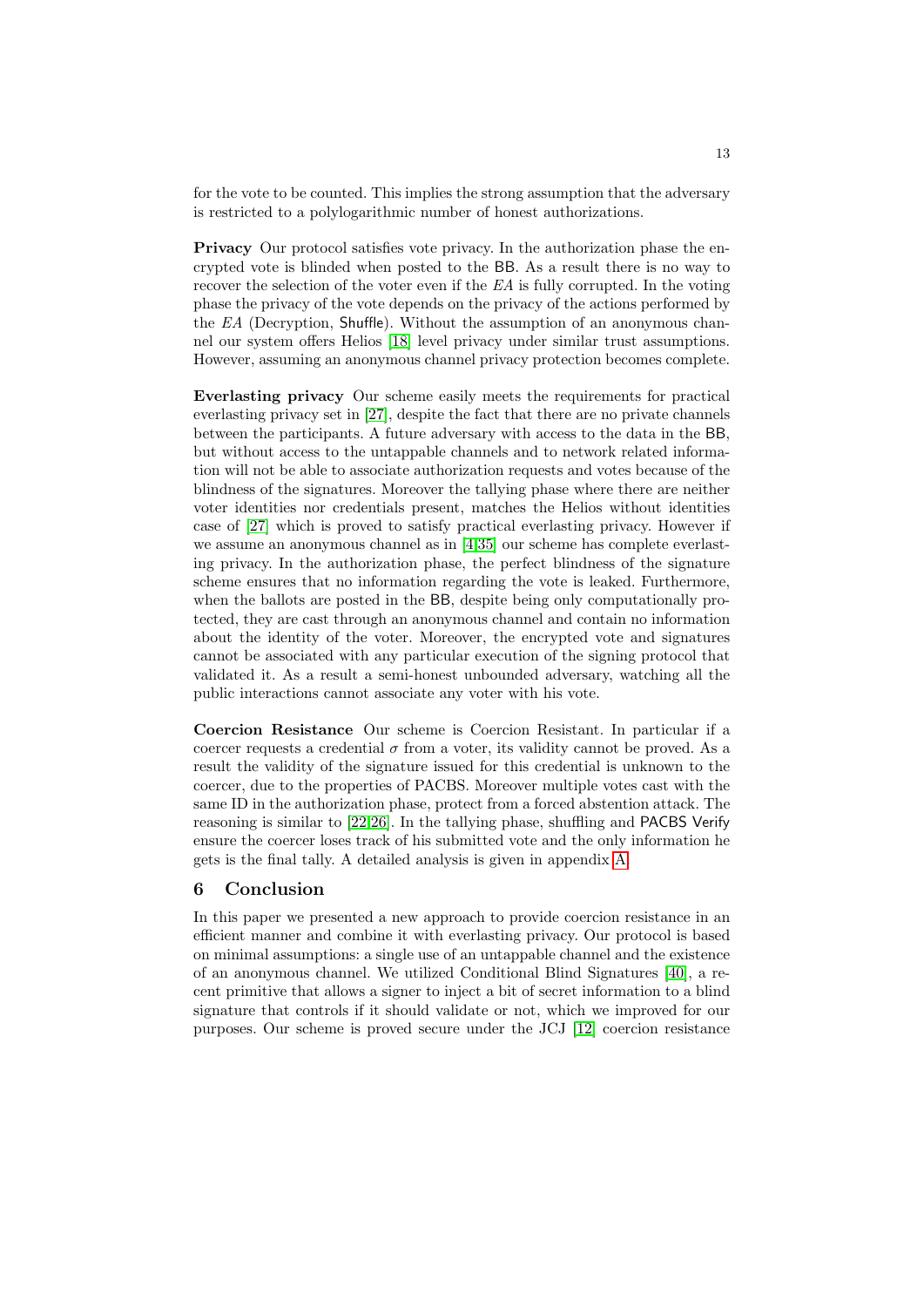for the vote to be counted. This implies the strong assumption that the adversary is restricted to a polylogarithmic number of honest authorizations.

**Privacy** Our protocol satisfies vote privacy. In the authorization phase the encrypted vote is blinded when posted to the BB. As a result there is no way to recover the selection of the voter even if the *EA* is fully corrupted. In the voting phase the privacy of the vote depends on the privacy of the actions performed by the *EA* (Decryption, Shuffle). Without the assumption of an anonymous channel our system offers Helios [18] level privacy under similar trust assumptions. However, assuming an anonymous channel privacy protection becomes complete.

**Everlasting privacy** Our scheme easily meets the requirements for practical everlasting privacy set in [27], despite the fact that there are no private channels between the participants. A future adversary with access to the data in the BB, but without access to the untappable channels and to network related information will not be able to associate authorization requests and votes because of the blindness of the signatures. Moreover the tallying phase where there are neither voter identities nor credentials present, matches the Helios without identities case of [27] which is proved to satisfy practical everlasting privacy. However if we assume an anonymous channel as in [4,35] our scheme has complete everlasting privacy. In the authorization phase, the perfect blindness of the signature scheme ensures that no information regarding the vote is leaked. Furthermore, when the ballots are posted in the BB, despite being only computationally protected, they are cast through an anonymous channel and contain no information about the identity of the voter. Moreover, the encrypted vote and signatures cannot be associated with any particular execution of the signing protocol that validated it. As a result a semi-honest unbounded adversary, watching all the public interactions cannot associate any voter with his vote.

**Coercion Resistance** Our scheme is Coercion Resistant. In particular if a coercer requests a credential $\sigma$ from a voter, its validity cannot be proved. As a result the validity of the signature issued for this credential is unknown to the coercer, due to the properties of PACBS. Moreover multiple votes cast with the same ID in the authorization phase, protect from a forced abstention attack. The reasoning is similar to [22,26]. In the tallying phase, shuffling and PACBS Verify ensure the coercer loses track of his submitted vote and the only information he gets is the final tally. A detailed analysis is given in appendix A.

## 6 Conclusion

In this paper we presented a new approach to provide coercion resistance in an efficient manner and combine it with everlasting privacy. Our protocol is based on minimal assumptions: a single use of an untappable channel and the existence of an anonymous channel. We utilized Conditional Blind Signatures [40], a recent primitive that allows a signer to inject a bit of secret information to a blind signature that controls if it should validate or not, which we improved for our purposes. Our scheme is proved secure under the JCJ [12] coercion resistance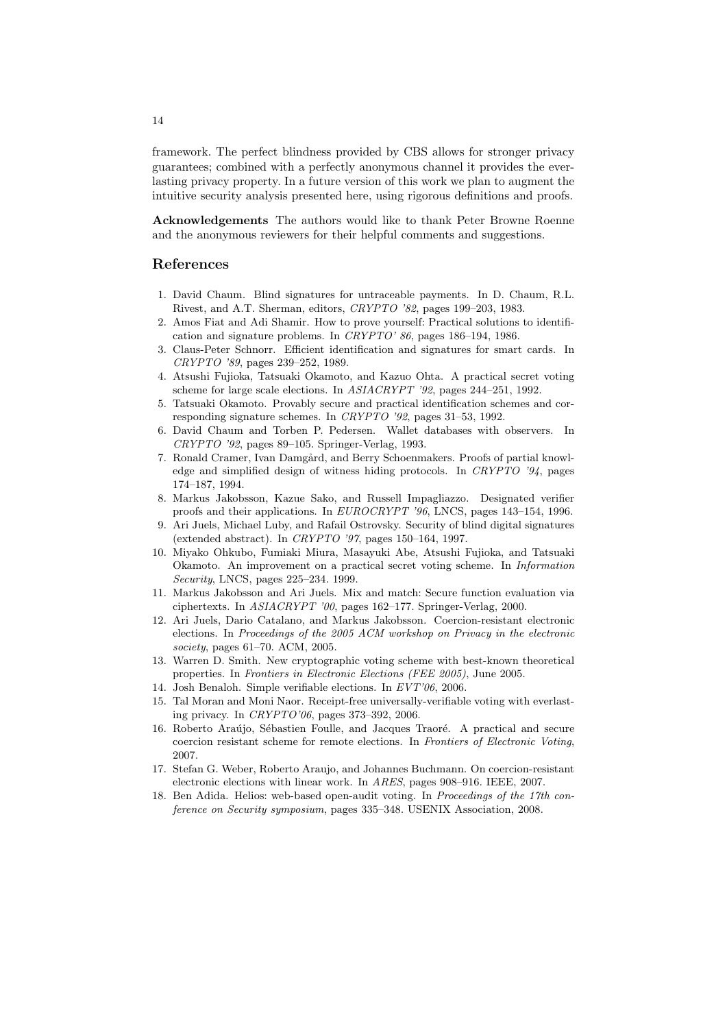framework. The perfect blindness provided by CBS allows for stronger privacy guarantees; combined with a perfectly anonymous channel it provides the everlasting privacy property. In a future version of this work we plan to augment the intuitive security analysis presented here, using rigorous definitions and proofs.

**Acknowledgements** The authors would like to thank Peter Browne Roenne and the anonymous reviewers for their helpful comments and suggestions.

## References

1. David Chaum. Blind signatures for untraceable payments. In D. Chaum, R.L. Rivest, and A.T. Sherman, editors, *CRYPTO '82*, pages 199–203, 1983.
2. Amos Fiat and Adi Shamir. How to prove yourself: Practical solutions to identification and signature problems. In *CRYPTO' 86*, pages 186–194, 1986.
3. Claus-Peter Schnorr. Efficient identification and signatures for smart cards. In *CRYPTO '89*, pages 239–252, 1989.
4. Atsushi Fujioka, Tatsuaki Okamoto, and Kazuo Ohta. A practical secret voting scheme for large scale elections. In *ASIACRYPT '92*, pages 244–251, 1992.
5. Tatsuaki Okamoto. Provably secure and practical identification schemes and corresponding signature schemes. In *CRYPTO '92*, pages 31–53, 1992.
6. David Chaum and Torben P. Pedersen. Wallet databases with observers. In *CRYPTO '92*, pages 89–105. Springer-Verlag, 1993.
7. Ronald Cramer, Ivan Damgård, and Berry Schoenmakers. Proofs of partial knowledge and simplified design of witness hiding protocols. In *CRYPTO '94*, pages 174–187, 1994.
8. Markus Jakobsson, Kazue Sako, and Russell Impagliazzo. Designated verifier proofs and their applications. In *EUROCRYPT '96*, LNCS, pages 143–154, 1996.
9. Ari Juels, Michael Luby, and Rafail Ostrovsky. Security of blind digital signatures (extended abstract). In *CRYPTO '97*, pages 150–164, 1997.
10. Miyako Ohkubo, Fumiaki Miura, Masayuki Abe, Atsushi Fujioka, and Tatsuaki Okamoto. An improvement on a practical secret voting scheme. In *Information Security*, LNCS, pages 225–234. 1999.
11. Markus Jakobsson and Ari Juels. Mix and match: Secure function evaluation via ciphertexts. In *ASIACRYPT '00*, pages 162–177. Springer-Verlag, 2000.
12. Ari Juels, Dario Catalano, and Markus Jakobsson. Coercion-resistant electronic elections. In *Proceedings of the 2005 ACM workshop on Privacy in the electronic society*, pages 61–70. ACM, 2005.
13. Warren D. Smith. New cryptographic voting scheme with best-known theoretical properties. In *Frontiers in Electronic Elections (FEE 2005)*, June 2005.
14. Josh Benaloh. Simple verifiable elections. In *EVT'06*, 2006.
15. Tal Moran and Moni Naor. Receipt-free universally-verifiable voting with everlasting privacy. In *CRYPTO'06*, pages 373–392, 2006.
16. Roberto Araújo, Sébastien Foulle, and Jacques Traoré. A practical and secure coercion resistant scheme for remote elections. In *Frontiers of Electronic Voting*, 2007.
17. Stefan G. Weber, Roberto Araujo, and Johannes Buchmann. On coercion-resistant electronic elections with linear work. In *ARES*, pages 908–916. IEEE, 2007.
18. Ben Adida. Helios: web-based open-audit voting. In *Proceedings of the 17th conference on Security symposium*, pages 335–348. USENIX Association, 2008.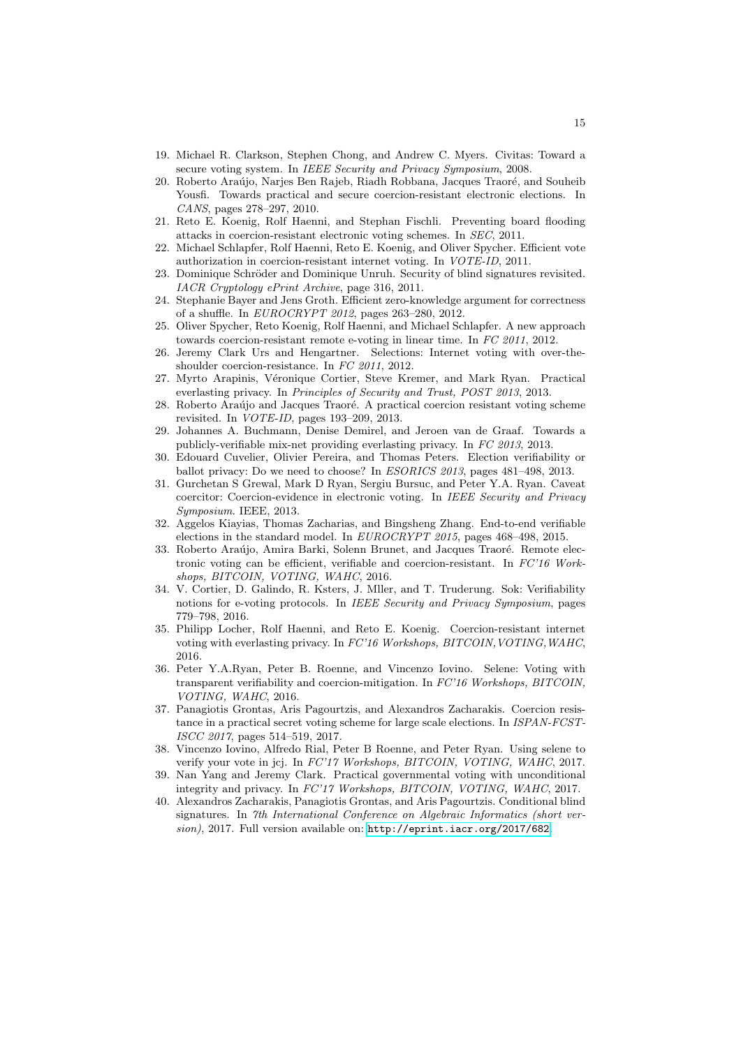19. Michael R. Clarkson, Stephen Chong, and Andrew C. Myers. Civitas: Toward a secure voting system. In *IEEE Security and Privacy Symposium*, 2008.
20. Roberto Araújo, Narjes Ben Rajeb, Riadh Robbana, Jacques Traoré, and Souheib Yousfi. Towards practical and secure coercion-resistant electronic elections. In *CANS*, pages 278–297, 2010.
21. Reto E. Koenig, Rolf Haenni, and Stephan Fischli. Preventing board flooding attacks in coercion-resistant electronic voting schemes. In *SEC*, 2011.
22. Michael Schlapfer, Rolf Haenni, Reto E. Koenig, and Oliver Spycher. Efficient vote authorization in coercion-resistant internet voting. In *VOTE-ID*, 2011.
23. Dominique Schröder and Dominique Unruh. Security of blind signatures revisited. *IACR Cryptology ePrint Archive*, page 316, 2011.
24. Stephanie Bayer and Jens Groth. Efficient zero-knowledge argument for correctness of a shuffle. In *EUROCRYPT 2012*, pages 263–280, 2012.
25. Oliver Spycher, Reto Koenig, Rolf Haenni, and Michael Schlapfer. A new approach towards coercion-resistant remote e-voting in linear time. In *FC 2011*, 2012.
26. Jeremy Clark Urs and Hengartner. Selections: Internet voting with over-the-shoulder coercion-resistance. In *FC 2011*, 2012.
27. Myrto Arapinis, Véronique Cortier, Steve Kremer, and Mark Ryan. Practical everlasting privacy. In *Principles of Security and Trust, POST 2013*, 2013.
28. Roberto Araújo and Jacques Traoré. A practical coercion resistant voting scheme revisited. In *VOTE-ID*, pages 193–209, 2013.
29. Johannes A. Buchmann, Denise Demirel, and Jeroen van de Graaf. Towards a publicly-verifiable mix-net providing everlasting privacy. In *FC 2013*, 2013.
30. Edouard Cuvelier, Olivier Pereira, and Thomas Peters. Election verifiability or ballot privacy: Do we need to choose? In *ESORICS 2013*, pages 481–498, 2013.
31. Gurchetan S Grewal, Mark D Ryan, Sergiu Bursuc, and Peter Y.A. Ryan. Caveat coercitor: Coercion-evidence in electronic voting. In *IEEE Security and Privacy Symposium*. IEEE, 2013.
32. Aggelos Kiayias, Thomas Zacharias, and Bingsheng Zhang. End-to-end verifiable elections in the standard model. In *EUROCRYPT 2015*, pages 468–498, 2015.
33. Roberto Araújo, Amira Barki, Solenn Brunet, and Jacques Traoré. Remote electronic voting can be efficient, verifiable and coercion-resistant. In *FC'16 Workshops, BITCOIN, VOTING, WAHC*, 2016.
34. V. Cortier, D. Galindo, R. Ksters, J. Mller, and T. Truderung. Sok: Verifiability notions for e-voting protocols. In *IEEE Security and Privacy Symposium*, pages 779–798, 2016.
35. Philipp Locher, Rolf Haenni, and Reto E. Koenig. Coercion-resistant internet voting with everlasting privacy. In *FC'16 Workshops, BITCOIN,VOTING,WAHC*, 2016.
36. Peter Y.A.Ryan, Peter B. Roenne, and Vincenzo Iovino. Selene: Voting with transparent verifiability and coercion-mitigation. In *FC'16 Workshops, BITCOIN, VOTING, WAHC*, 2016.
37. Panagiotis Grontas, Aris Pagourtzis, and Alexandros Zacharakis. Coercion resistance in a practical secret voting scheme for large scale elections. In *ISPAN-FCST-ISCC 2017*, pages 514–519, 2017.
38. Vincenzo Iovino, Alfredo Rial, Peter B Roenne, and Peter Ryan. Using selene to verify your vote in jcj. In *FC'17 Workshops, BITCOIN, VOTING, WAHC*, 2017.
39. Nan Yang and Jeremy Clark. Practical governmental voting with unconditional integrity and privacy. In *FC'17 Workshops, BITCOIN, VOTING, WAHC*, 2017.
40. Alexandros Zacharakis, Panagiotis Grontas, and Aris Pagourtzis. Conditional blind signatures. In *7th International Conference on Algebraic Informatics (short version)*, 2017. Full version available on: http://eprint.iacr.org/2017/682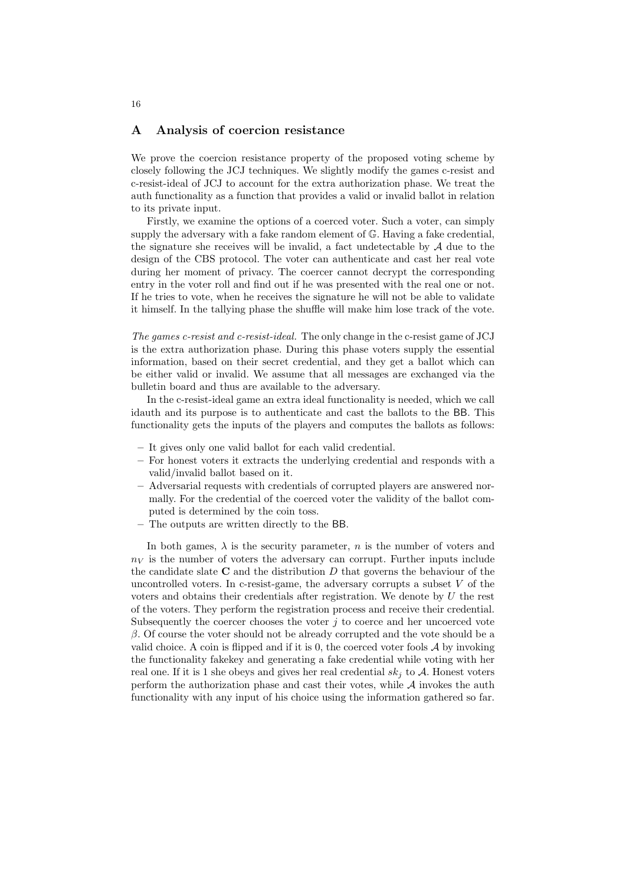## A Analysis of coercion resistance

We prove the coercion resistance property of the proposed voting scheme by closely following the JCJ techniques. We slightly modify the games c-resist and c-resist-ideal of JCJ to account for the extra authorization phase. We treat the auth functionality as a function that provides a valid or invalid ballot in relation to its private input.

Firstly, we examine the options of a coerced voter. Such a voter, can simply supply the adversary with a fake random element of $\mathbb{G}$. Having a fake credential, the signature she receives will be invalid, a fact undetectable by $\mathcal{A}$ due to the design of the CBS protocol. The voter can authenticate and cast her real vote during her moment of privacy. The coercer cannot decrypt the corresponding entry in the voter roll and find out if he was presented with the real one or not. If he tries to vote, when he receives the signature he will not be able to validate it himself. In the tallying phase the shuffle will make him lose track of the vote.

*The games c-resist and c-resist-ideal.* The only change in the c-resist game of JCJ is the extra authorization phase. During this phase voters supply the essential information, based on their secret credential, and they get a ballot which can be either valid or invalid. We assume that all messages are exchanged via the bulletin board and thus are available to the adversary.

In the c-resist-ideal game an extra ideal functionality is needed, which we call idauth and its purpose is to authenticate and cast the ballots to the BB. This functionality gets the inputs of the players and computes the ballots as follows:

- It gives only one valid ballot for each valid credential.
- For honest voters it extracts the underlying credential and responds with a valid/invalid ballot based on it.
- Adversarial requests with credentials of corrupted players are answered normally. For the credential of the coerced voter the validity of the ballot computed is determined by the coin toss.
- The outputs are written directly to the BB.

In both games, $\lambda$ is the security parameter, $n$ is the number of voters and $n_V$ is the number of voters the adversary can corrupt. Further inputs include the candidate slate $\mathbf{C}$ and the distribution $D$ that governs the behaviour of the uncontrolled voters. In c-resist-game, the adversary corrupts a subset $V$ of the voters and obtains their credentials after registration. We denote by $U$ the rest of the voters. They perform the registration process and receive their credential. Subsequently the coercer chooses the voter $j$ to coerce and her uncoerced vote $\beta$. Of course the voter should not be already corrupted and the vote should be a valid choice. A coin is flipped and if it is 0, the coerced voter fools $\mathcal{A}$ by invoking the functionality fakekey and generating a fake credential while voting with her real one. If it is 1 she obeys and gives her real credential $sk_j$ to $\mathcal{A}$. Honest voters perform the authorization phase and cast their votes, while $\mathcal{A}$ invokes the auth functionality with any input of his choice using the information gathered so far.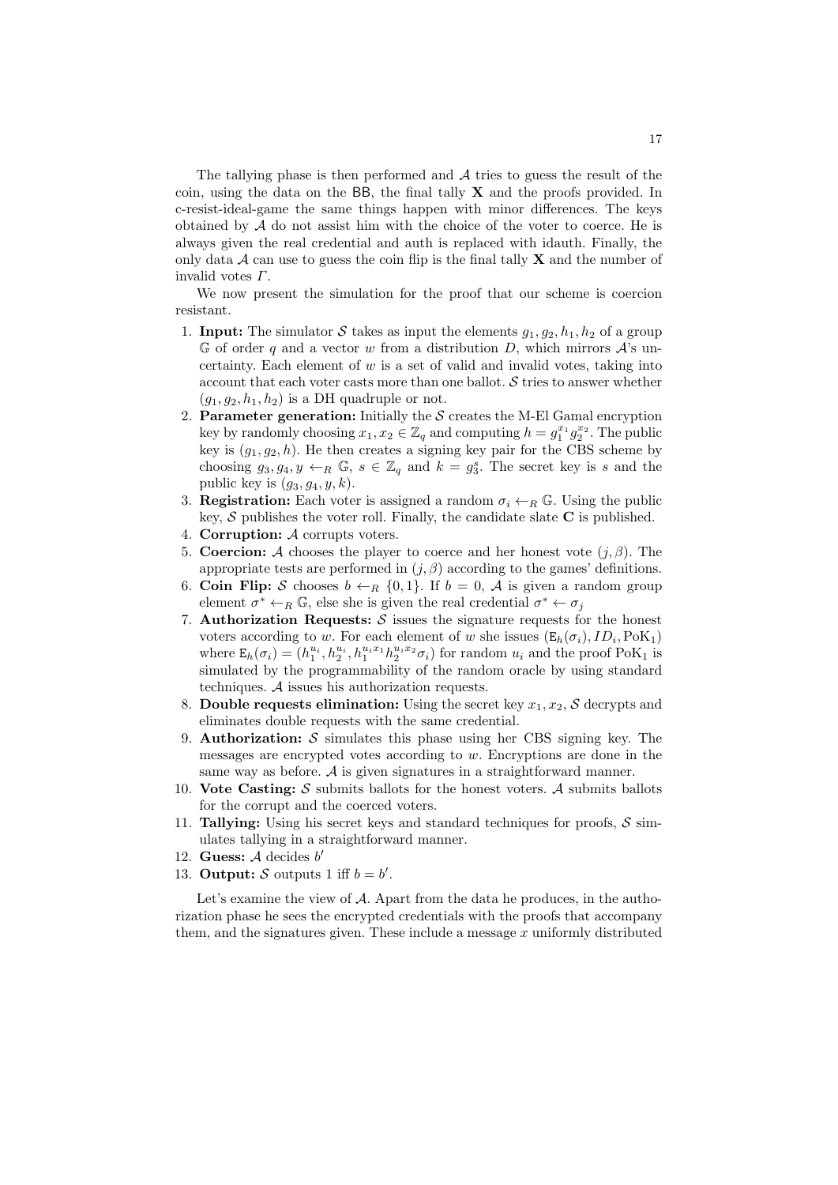The tallying phase is then performed and $\mathcal{A}$ tries to guess the result of the coin, using the data on the BB, the final tally $\mathbf{X}$ and the proofs provided. In c-resist-ideal-game the same things happen with minor differences. The keys obtained by $\mathcal{A}$ do not assist him with the choice of the voter to coerce. He is always given the real credential and auth is replaced with idauth. Finally, the only data $\mathcal{A}$ can use to guess the coin flip is the final tally $\mathbf{X}$ and the number of invalid votes $\Gamma$.

We now present the simulation for the proof that our scheme is coercion resistant.

1. **Input:** The simulator $\mathcal{S}$ takes as input the elements $g_1, g_2, h_1, h_2$ of a group $\mathbb{G}$ of order $q$ and a vector $w$ from a distribution $D$, which mirrors $\mathcal{A}$'s uncertainty. Each element of $w$ is a set of valid and invalid votes, taking into account that each voter casts more than one ballot. $\mathcal{S}$ tries to answer whether $(g_1, g_2, h_1, h_2)$ is a DH quadruple or not.
2. **Parameter generation:** Initially the $\mathcal{S}$ creates the M-El Gamal encryption key by randomly choosing $x_1, x_2 \in \mathbb{Z}_q$ and computing $h = g_1^{x_1} g_2^{x_2}$. The public key is $(g_1, g_2, h)$. He then creates a signing key pair for the CBS scheme by choosing $g_3, g_4, y \leftarrow_R \mathbb{G}$, $s \in \mathbb{Z}_q$ and $k = g_3^s$. The secret key is $s$ and the public key is $(g_3, g_4, y, k)$.
3. **Registration:** Each voter is assigned a random $\sigma_i \leftarrow_R \mathbb{G}$. Using the public key, $\mathcal{S}$ publishes the voter roll. Finally, the candidate slate $\mathbf{C}$ is published.
4. **Corruption:** $\mathcal{A}$ corrupts voters.
5. **Coercion:** $\mathcal{A}$ chooses the player to coerce and her honest vote $(j, \beta)$. The appropriate tests are performed in $(j, \beta)$ according to the games' definitions.
6. **Coin Flip:** $\mathcal{S}$ chooses $b \leftarrow_R \{0, 1\}$. If $b = 0$, $\mathcal{A}$ is given a random group element $\sigma^* \leftarrow_R \mathbb{G}$, else she is given the real credential $\sigma^* \leftarrow \sigma_j$
7. **Authorization Requests:** $\mathcal{S}$ issues the signature requests for the honest voters according to $w$. For each element of $w$ she issues $(\mathtt{E}_h(\sigma_i), ID_i, \mathrm{PoK}_1)$ where $\mathtt{E}_h(\sigma_i) = (h_1^{u_i}, h_2^{u_i}, h_1^{u_i x_1} h_2^{u_i x_2} \sigma_i)$ for random $u_i$ and the proof $\mathrm{PoK}_1$ is simulated by the programmability of the random oracle by using standard techniques. $\mathcal{A}$ issues his authorization requests.
8. **Double requests elimination:** Using the secret key $x_1, x_2$, $\mathcal{S}$ decrypts and eliminates double requests with the same credential.
9. **Authorization:** $\mathcal{S}$ simulates this phase using her CBS signing key. The messages are encrypted votes according to $w$. Encryptions are done in the same way as before. $\mathcal{A}$ is given signatures in a straightforward manner.
10. **Vote Casting:** $\mathcal{S}$ submits ballots for the honest voters. $\mathcal{A}$ submits ballots for the corrupt and the coerced voters.
11. **Tallying:** Using his secret keys and standard techniques for proofs, $\mathcal{S}$ simulates tallying in a straightforward manner.
12. **Guess:** $\mathcal{A}$ decides $b'$
13. **Output:** $\mathcal{S}$ outputs 1 iff $b = b'$.

Let's examine the view of $\mathcal{A}$. Apart from the data he produces, in the authorization phase he sees the encrypted credentials with the proofs that accompany them, and the signatures given. These include a message $x$ uniformly distributed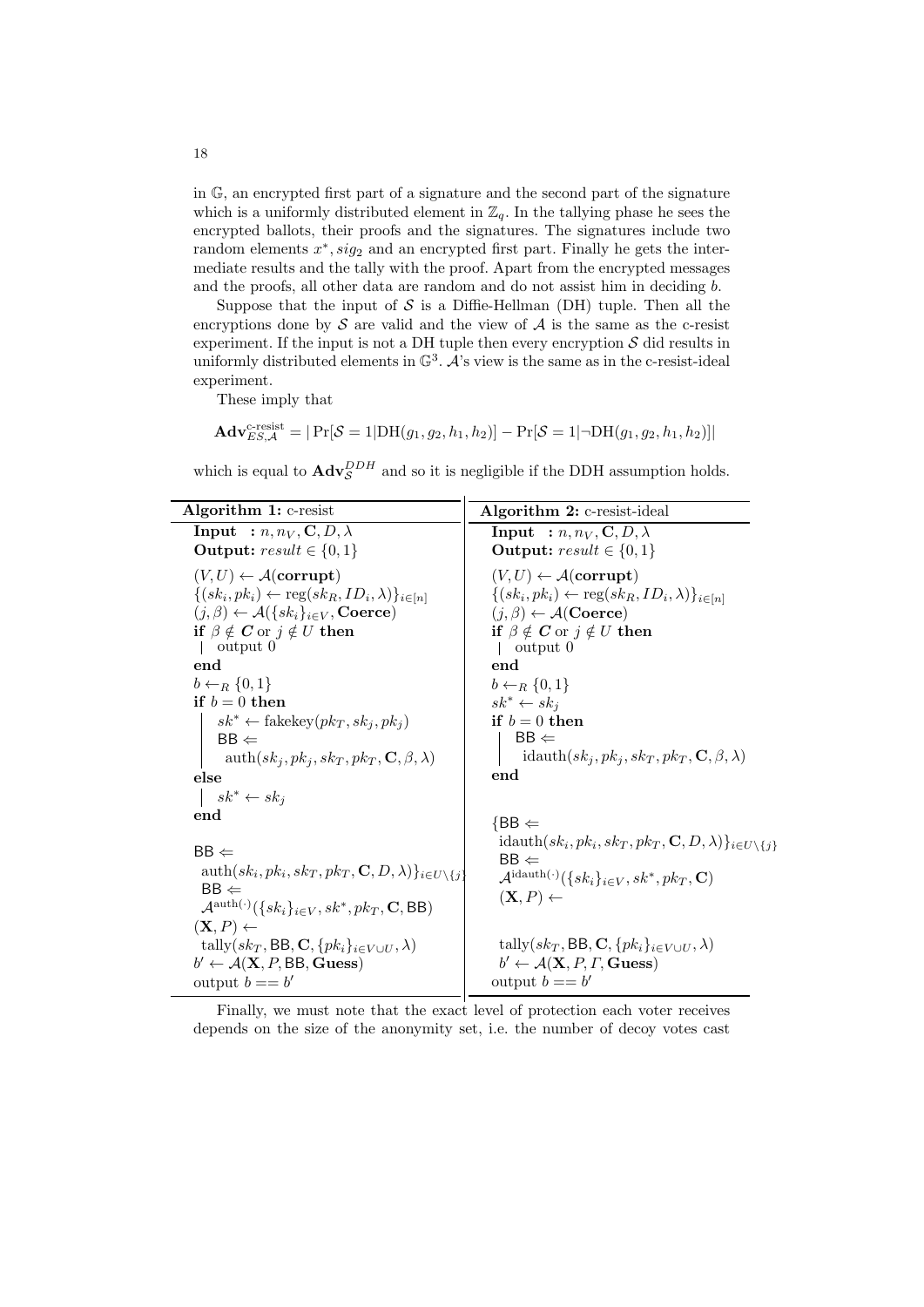in $\mathbb{G}$, an encrypted first part of a signature and the second part of the signature which is a uniformly distributed element in $\mathbb{Z}_q$. In the tallying phase he sees the encrypted ballots, their proofs and the signatures. The signatures include two random elements $x^*, sig_2$ and an encrypted first part. Finally he gets the intermediate results and the tally with the proof. Apart from the encrypted messages and the proofs, all other data are random and do not assist him in deciding $b$.

Suppose that the input of $\mathcal{S}$ is a Diffie-Hellman (DH) tuple. Then all the encryptions done by $\mathcal{S}$ are valid and the view of $\mathcal{A}$ is the same as the c-resist experiment. If the input is not a DH tuple then every encryption $\mathcal{S}$ did results in uniformly distributed elements in $\mathbb{G}^3$. $\mathcal{A}$'s view is the same as in the c-resist-ideal experiment.

These imply that

$$\mathbf{Adv}^{\text{c-resist}}_{ES,\mathcal{A}} = |\Pr[\mathcal{S} = 1|\text{DH}(g_1, g_2, h_1, h_2)] - \Pr[\mathcal{S} = 1|\neg\text{DH}(g_1, g_2, h_1, h_2)]|$$

which is equal to $\mathbf{Adv}^{DDH}_{\mathcal{S}}$ and so it is negligible if the DDH assumption holds.

**Algorithm 1:** c-resist

**Input** : $n, n_V, \mathbf{C}, D, \lambda$
**Output:** $result \in \{0,1\}$

$(V, U) \leftarrow \mathcal{A}(\mathbf{corrupt})$
$\{(sk_i, pk_i) \leftarrow \text{reg}(sk_R, ID_i, \lambda)\}_{i\in[n]}$
$(j, \beta) \leftarrow \mathcal{A}(\{sk_i\}_{i\in V}, \mathbf{Coerce})$
**if** $\beta \notin \boldsymbol{C}$ or $j \notin U$ **then**
  output 0
**end**
$b \leftarrow_R \{0,1\}$
**if** $b = 0$ **then**
  $sk^* \leftarrow \text{fakekey}(pk_T, sk_j, pk_j)$
  $\mathsf{BB} \Leftarrow \text{auth}(sk_j, pk_j, sk_T, pk_T, \mathbf{C}, \beta, \lambda)$
**else**
  $sk^* \leftarrow sk_j$
**end**
$\mathsf{BB} \Leftarrow \text{auth}(sk_i, pk_i, sk_T, pk_T, \mathbf{C}, D, \lambda)\}_{i\in U\setminus\{j\}}$
$\mathsf{BB} \Leftarrow \mathcal{A}^{\text{auth}(\cdot)}(\{sk_i\}_{i\in V}, sk^*, pk_T, \mathbf{C}, \mathsf{BB})$
$(\mathbf{X}, P) \leftarrow \text{tally}(sk_T, \mathsf{BB}, \mathbf{C}, \{pk_i\}_{i\in V\cup U}, \lambda)$
$b' \leftarrow \mathcal{A}(\mathbf{X}, P, \mathsf{BB}, \mathbf{Guess})$
output $b == b'$

**Algorithm 2:** c-resist-ideal

**Input** : $n, n_V, \mathbf{C}, D, \lambda$
**Output:** $result \in \{0,1\}$

$(V, U) \leftarrow \mathcal{A}(\mathbf{corrupt})$
$\{(sk_i, pk_i) \leftarrow \text{reg}(sk_R, ID_i, \lambda)\}_{i\in[n]}$
$(j, \beta) \leftarrow \mathcal{A}(\mathbf{Coerce})$
**if** $\beta \notin \boldsymbol{C}$ or $j \notin U$ **then**
  output 0
**end**
$b \leftarrow_R \{0,1\}$
$sk^* \leftarrow sk_j$
**if** $b = 0$ **then**
  $\mathsf{BB} \Leftarrow \text{idauth}(sk_j, pk_j, sk_T, pk_T, \mathbf{C}, \beta, \lambda)$
**end**
$\{\mathsf{BB} \Leftarrow \text{idauth}(sk_i, pk_i, sk_T, pk_T, \mathbf{C}, D, \lambda)\}_{i\in U\setminus\{j\}}$
$\mathsf{BB} \Leftarrow \mathcal{A}^{\text{idauth}(\cdot)}(\{sk_i\}_{i\in V}, sk^*, pk_T, \mathbf{C})$
$(\mathbf{X}, P) \leftarrow \text{tally}(sk_T, \mathsf{BB}, \mathbf{C}, \{pk_i\}_{i\in V\cup U}, \lambda)$
$b' \leftarrow \mathcal{A}(\mathbf{X}, P, \Gamma, \mathbf{Guess})$
output $b == b'$

Finally, we must note that the exact level of protection each voter receives depends on the size of the anonymity set, i.e. the number of decoy votes cast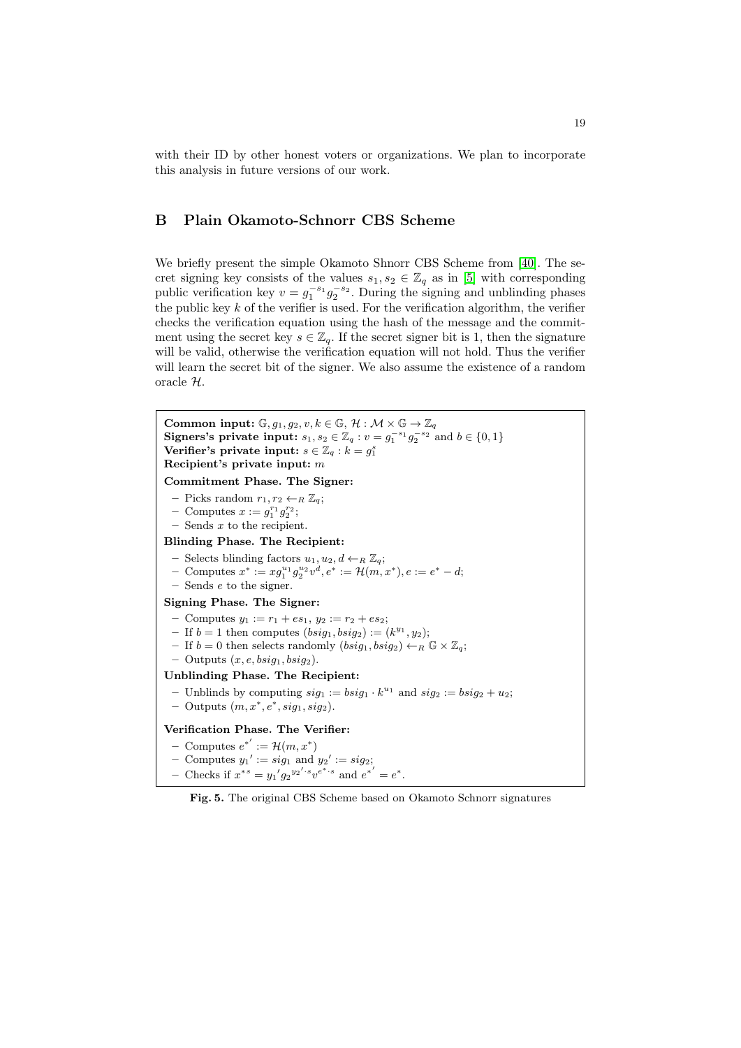with their ID by other honest voters or organizations. We plan to incorporate this analysis in future versions of our work.

## B Plain Okamoto-Schnorr CBS Scheme

We briefly present the simple Okamoto Shnorr CBS Scheme from [40]. The secret signing key consists of the values $s_1, s_2 \in \mathbb{Z}_q$ as in [5] with corresponding public verification key $v = g_1^{-s_1} g_2^{-s_2}$. During the signing and unblinding phases the public key $k$ of the verifier is used. For the verification algorithm, the verifier checks the verification equation using the hash of the message and the commitment using the secret key $s \in \mathbb{Z}_q$. If the secret signer bit is 1, then the signature will be valid, otherwise the verification equation will not hold. Thus the verifier will learn the secret bit of the signer. We also assume the existence of a random oracle $\mathcal{H}$.

**Common input:** $\mathbb{G}, g_1, g_2, v, k \in \mathbb{G}$, $\mathcal{H} : \mathcal{M} \times \mathbb{G} \to \mathbb{Z}_q$
**Signers's private input:** $s_1, s_2 \in \mathbb{Z}_q : v = g_1^{-s_1} g_2^{-s_2}$ and $b \in \{0, 1\}$
**Verifier's private input:** $s \in \mathbb{Z}_q : k = g_1^s$
**Recipient's private input:** $m$

**Commitment Phase. The Signer:**

- Picks random $r_1, r_2 \leftarrow_R \mathbb{Z}_q$;
- Computes $x := g_1^{r_1} g_2^{r_2}$;
- Sends $x$ to the recipient.

**Blinding Phase. The Recipient:**

- Selects blinding factors $u_1, u_2, d \leftarrow_R \mathbb{Z}_q$;
- Computes $x^* := x g_1^{u_1} g_2^{u_2} v^d, e^* := \mathcal{H}(m, x^*), e := e^* - d$;
- Sends $e$ to the signer.

**Signing Phase. The Signer:**

- Computes $y_1 := r_1 + e s_1$, $y_2 := r_2 + e s_2$;
- If $b = 1$ then computes $(bsig_1, bsig_2) := (k^{y_1}, y_2)$;
- If $b = 0$ then selects randomly $(bsig_1, bsig_2) \leftarrow_R \mathbb{G} \times \mathbb{Z}_q$;
- Outputs $(x, e, bsig_1, bsig_2)$.

**Unblinding Phase. The Recipient:**

- Unblinds by computing $sig_1 := bsig_1 \cdot k^{u_1}$ and $sig_2 := bsig_2 + u_2$;
- Outputs $(m, x^*, e^*, sig_1, sig_2)$.

**Verification Phase. The Verifier:**

- Computes $e^{*'} := \mathcal{H}(m, x^*)$
- Computes $y_1' := sig_1$ and $y_2' := sig_2$;
- Checks if $x^{*s} = y_1' g_2^{y_2' \cdot s} v^{e^* \cdot s}$ and $e^{*'} = e^*$.

**Fig. 5.** The original CBS Scheme based on Okamoto Schnorr signatures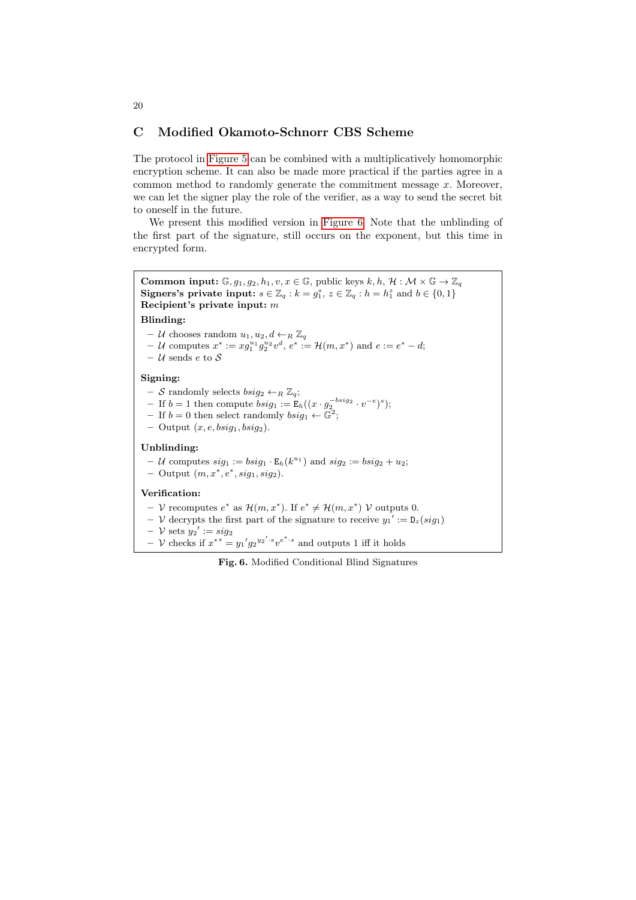## C Modified Okamoto-Schnorr CBS Scheme

The protocol in Figure 5 can be combined with a multiplicatively homomorphic encryption scheme. It can also be made more practical if the parties agree in a common method to randomly generate the commitment message $x$. Moreover, we can let the signer play the role of the verifier, as a way to send the secret bit to oneself in the future.

We present this modified version in Figure 6. Note that the unblinding of the first part of the signature, still occurs on the exponent, but this time in encrypted form.

**Common input:** $\mathbb{G}, g_1, g_2, h_1, v, x \in \mathbb{G}$, public keys $k, h$, $\mathcal{H} : \mathcal{M} \times \mathbb{G} \to \mathbb{Z}_q$
**Signers's private input:** $s \in \mathbb{Z}_q : k = g_1^s$, $z \in \mathbb{Z}_q : h = h_1^z$ and $b \in \{0, 1\}$
**Recipient's private input:** $m$

**Blinding:**

- $\mathcal{U}$ chooses random $u_1, u_2, d \leftarrow_R \mathbb{Z}_q$
- $\mathcal{U}$ computes $x^* := x g_1^{u_1} g_2^{u_2} v^d$, $e^* := \mathcal{H}(m, x^*)$ and $e := e^* - d$;
- $\mathcal{U}$ sends $e$ to $\mathcal{S}$

**Signing:**

- $\mathcal{S}$ randomly selects $bsig_2 \leftarrow_R \mathbb{Z}_q$;
- If $b = 1$ then compute $bsig_1 := \mathtt{E}_h((x \cdot g_2^{-bsig_2} \cdot v^{-e})^s)$;
- If $b = 0$ then select randomly $bsig_1 \leftarrow \mathbb{G}^2$;
- Output $(x, e, bsig_1, bsig_2)$.

**Unblinding:**

- $\mathcal{U}$ computes $sig_1 := bsig_1 \cdot \mathtt{E}_h(k^{u_1})$ and $sig_2 := bsig_2 + u_2$;
- Output $(m, x^*, e^*, sig_1, sig_2)$.

**Verification:**

- $\mathcal{V}$ recomputes $e^*$ as $\mathcal{H}(m, x^*)$. If $e^* \neq \mathcal{H}(m, x^*)$ $\mathcal{V}$ outputs 0.
- $\mathcal{V}$ decrypts the first part of the signature to receive ${y_1}' := \mathtt{D}_z(sig_1)$
- $\mathcal{V}$ sets ${y_2}' := sig_2$
- $\mathcal{V}$ checks if ${x^*}^s = {y_1}' {g_2}^{{y_2}' \cdot s} v^{e^* \cdot s}$ and outputs 1 iff it holds

**Fig. 6.** Modified Conditional Blind Signatures